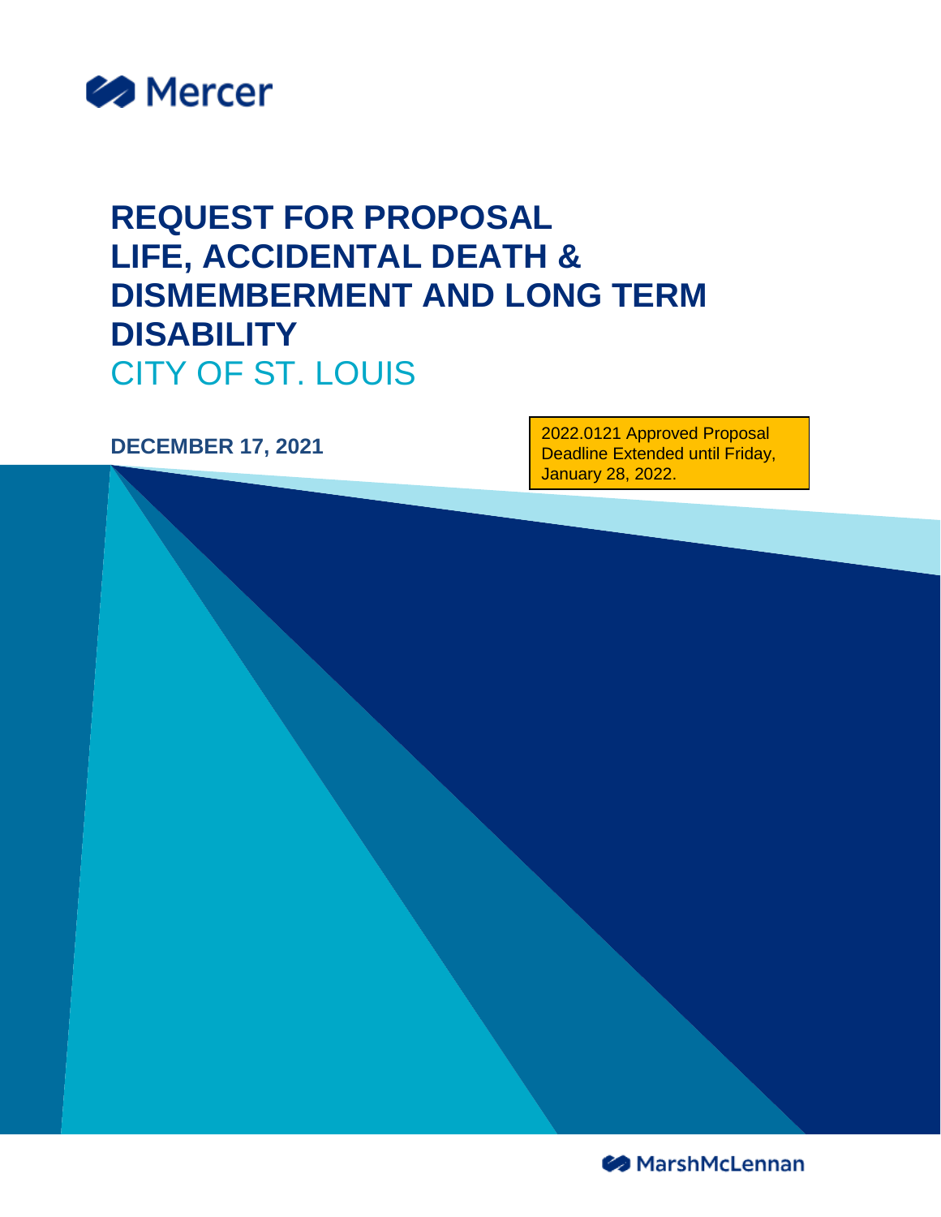Mercer

# REQUEST FOR PROPOSAL LIFE, ACCIDENTAL DEATH & DISMEMBERMENT AND LONG TERM DISABILITY

## CITY OF ST. LOUIS

**DECEMBER 17, 2021**

2022.0121 Approved Proposal Deadline Extended until Friday, January 28, 2022.

MarshMcLennan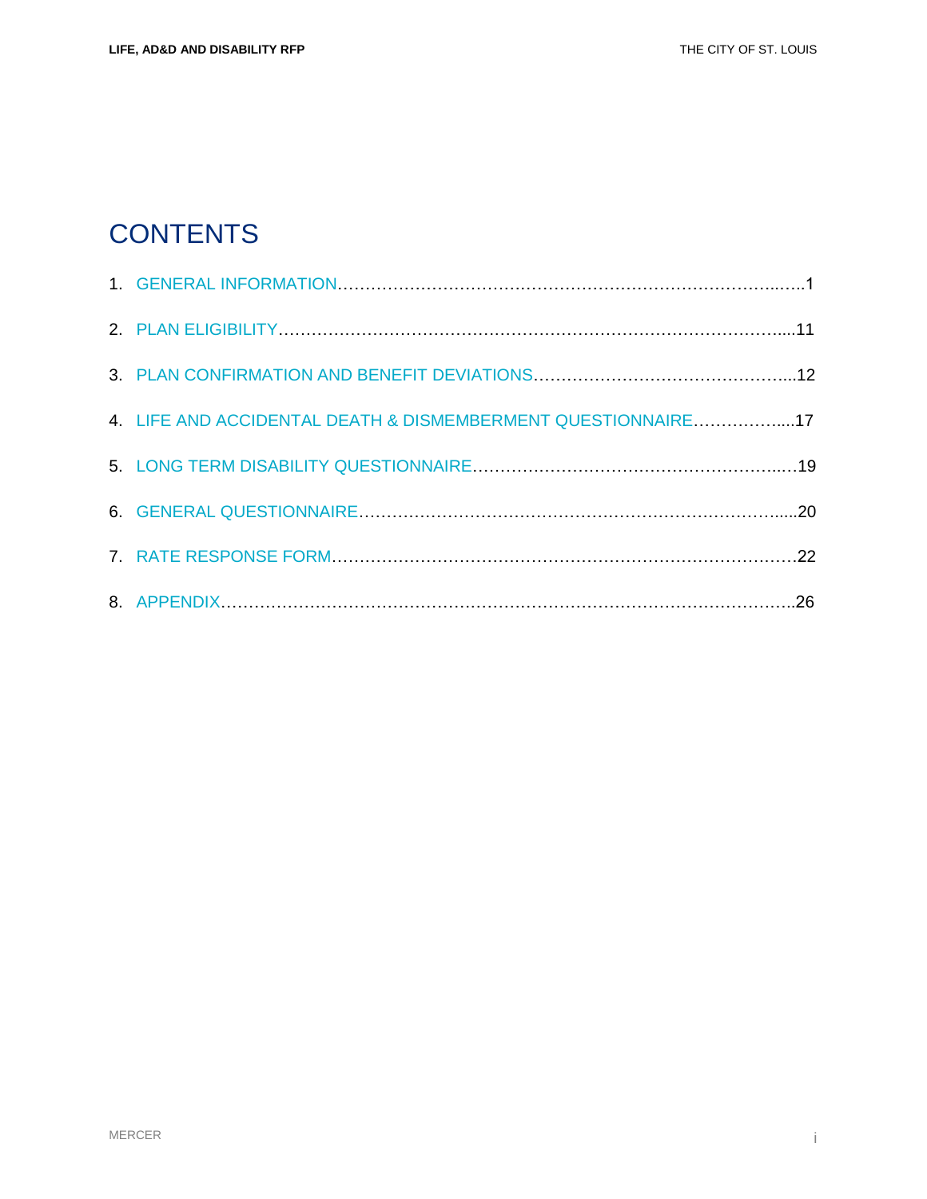# CONTENTS

1. GENERAL INFORMATION……………………………………………………………………………..…..1
2. PLAN ELIGIBILITY…………………………………………………………………………………....11
3. PLAN CONFIRMATION AND BENEFIT DEVIATIONS………………………………………….....12
4. LIFE AND ACCIDENTAL DEATH & DISMEMBERMENT QUESTIONNAIRE……………….....17
5. LONG TERM DISABILITY QUESTIONNAIRE…………………………………………………..…19
6. GENERAL QUESTIONNAIRE………………………………………………………………….....20
7. RATE RESPONSE FORM…………………………………………………………………………22
8. APPENDIX……………………………………………………………………………………………..26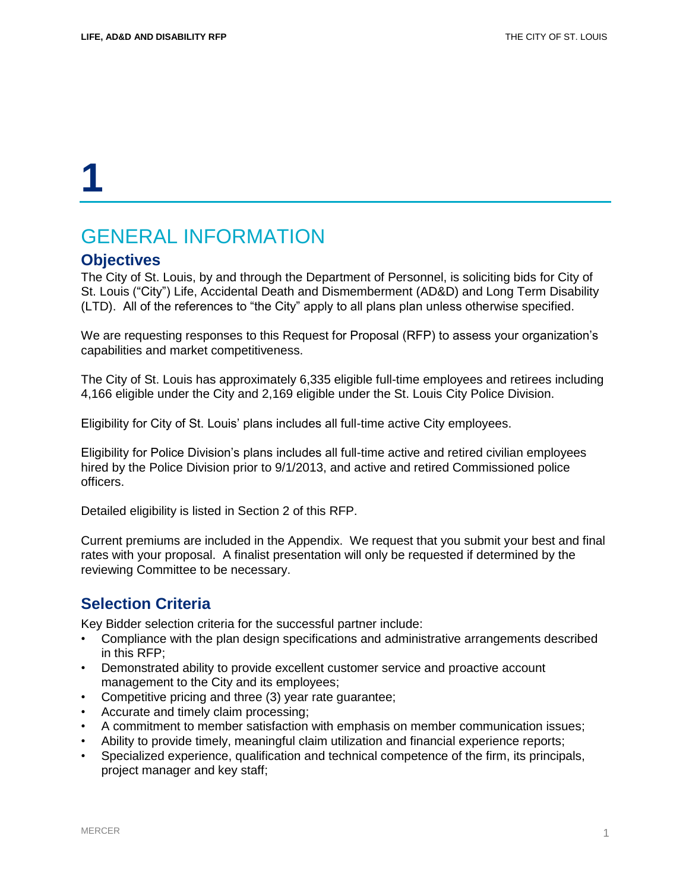# 1

# GENERAL INFORMATION

## Objectives

The City of St. Louis, by and through the Department of Personnel, is soliciting bids for City of St. Louis ("City") Life, Accidental Death and Dismemberment (AD&D) and Long Term Disability (LTD). All of the references to "the City" apply to all plans plan unless otherwise specified.

We are requesting responses to this Request for Proposal (RFP) to assess your organization's capabilities and market competitiveness.

The City of St. Louis has approximately 6,335 eligible full-time employees and retirees including 4,166 eligible under the City and 2,169 eligible under the St. Louis City Police Division.

Eligibility for City of St. Louis' plans includes all full-time active City employees.

Eligibility for Police Division's plans includes all full-time active and retired civilian employees hired by the Police Division prior to 9/1/2013, and active and retired Commissioned police officers.

Detailed eligibility is listed in Section 2 of this RFP.

Current premiums are included in the Appendix. We request that you submit your best and final rates with your proposal. A finalist presentation will only be requested if determined by the reviewing Committee to be necessary.

## Selection Criteria

Key Bidder selection criteria for the successful partner include:

- Compliance with the plan design specifications and administrative arrangements described in this RFP;
- Demonstrated ability to provide excellent customer service and proactive account management to the City and its employees;
- Competitive pricing and three (3) year rate guarantee;
- Accurate and timely claim processing;
- A commitment to member satisfaction with emphasis on member communication issues;
- Ability to provide timely, meaningful claim utilization and financial experience reports;
- Specialized experience, qualification and technical competence of the firm, its principals, project manager and key staff;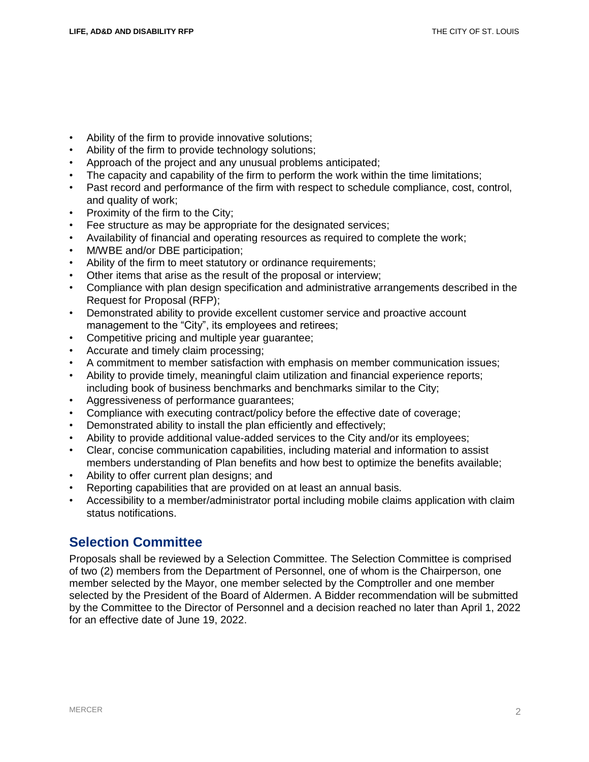- Ability of the firm to provide innovative solutions;
- Ability of the firm to provide technology solutions;
- Approach of the project and any unusual problems anticipated;
- The capacity and capability of the firm to perform the work within the time limitations;
- Past record and performance of the firm with respect to schedule compliance, cost, control, and quality of work;
- Proximity of the firm to the City;
- Fee structure as may be appropriate for the designated services;
- Availability of financial and operating resources as required to complete the work;
- M/WBE and/or DBE participation;
- Ability of the firm to meet statutory or ordinance requirements;
- Other items that arise as the result of the proposal or interview;
- Compliance with plan design specification and administrative arrangements described in the Request for Proposal (RFP);
- Demonstrated ability to provide excellent customer service and proactive account management to the "City", its employees and retirees;
- Competitive pricing and multiple year guarantee;
- Accurate and timely claim processing;
- A commitment to member satisfaction with emphasis on member communication issues;
- Ability to provide timely, meaningful claim utilization and financial experience reports; including book of business benchmarks and benchmarks similar to the City;
- Aggressiveness of performance guarantees;
- Compliance with executing contract/policy before the effective date of coverage;
- Demonstrated ability to install the plan efficiently and effectively;
- Ability to provide additional value-added services to the City and/or its employees;
- Clear, concise communication capabilities, including material and information to assist members understanding of Plan benefits and how best to optimize the benefits available;
- Ability to offer current plan designs; and
- Reporting capabilities that are provided on at least an annual basis.
- Accessibility to a member/administrator portal including mobile claims application with claim status notifications.

## Selection Committee

Proposals shall be reviewed by a Selection Committee. The Selection Committee is comprised of two (2) members from the Department of Personnel, one of whom is the Chairperson, one member selected by the Mayor, one member selected by the Comptroller and one member selected by the President of the Board of Aldermen. A Bidder recommendation will be submitted by the Committee to the Director of Personnel and a decision reached no later than April 1, 2022 for an effective date of June 19, 2022.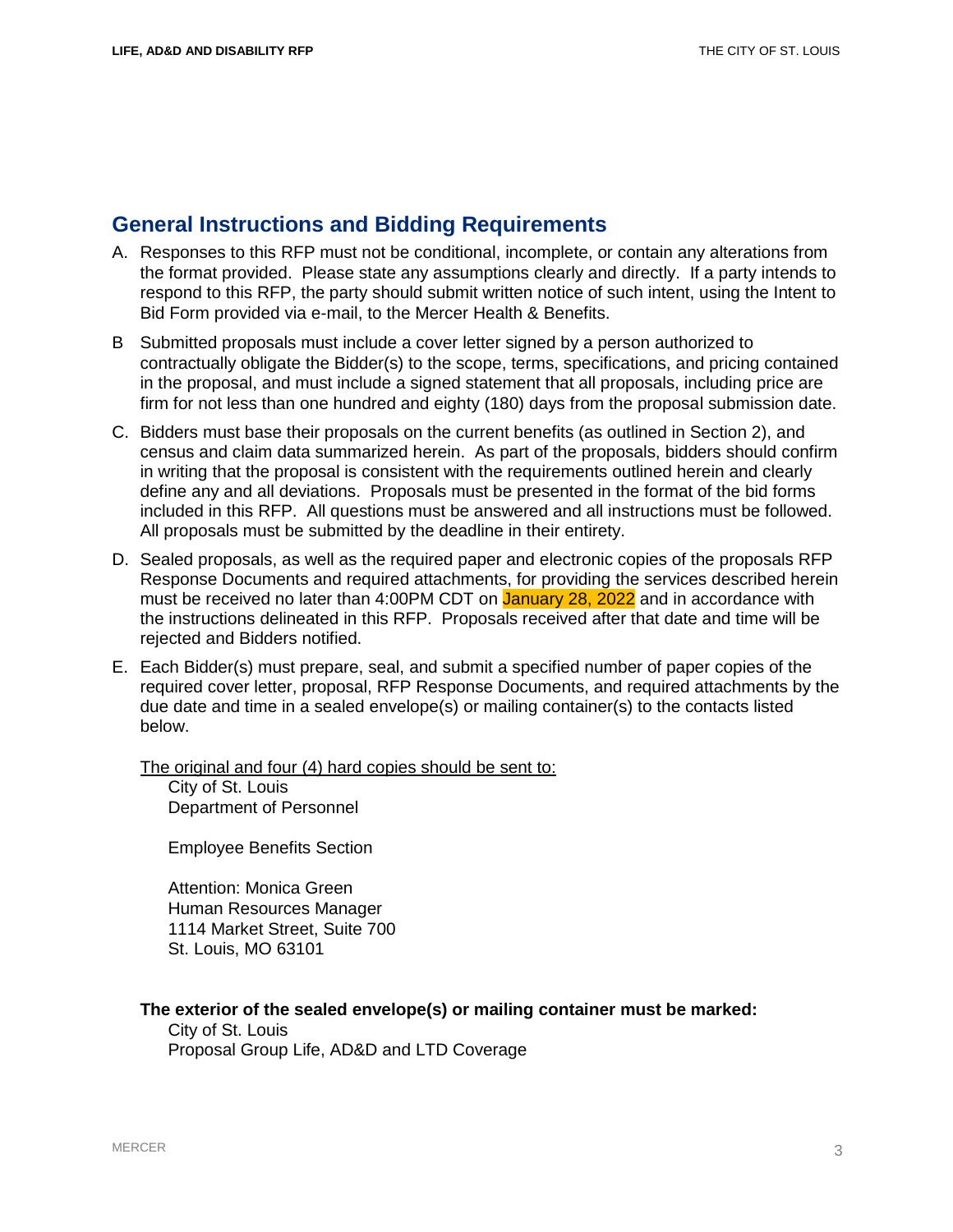## General Instructions and Bidding Requirements

A. Responses to this RFP must not be conditional, incomplete, or contain any alterations from the format provided. Please state any assumptions clearly and directly. If a party intends to respond to this RFP, the party should submit written notice of such intent, using the Intent to Bid Form provided via e-mail, to the Mercer Health & Benefits.

B Submitted proposals must include a cover letter signed by a person authorized to contractually obligate the Bidder(s) to the scope, terms, specifications, and pricing contained in the proposal, and must include a signed statement that all proposals, including price are firm for not less than one hundred and eighty (180) days from the proposal submission date.

C. Bidders must base their proposals on the current benefits (as outlined in Section 2), and census and claim data summarized herein. As part of the proposals, bidders should confirm in writing that the proposal is consistent with the requirements outlined herein and clearly define any and all deviations. Proposals must be presented in the format of the bid forms included in this RFP. All questions must be answered and all instructions must be followed. All proposals must be submitted by the deadline in their entirety.

D. Sealed proposals, as well as the required paper and electronic copies of the proposals RFP Response Documents and required attachments, for providing the services described herein must be received no later than 4:00PM CDT on January 28, 2022 and in accordance with the instructions delineated in this RFP. Proposals received after that date and time will be rejected and Bidders notified.

E. Each Bidder(s) must prepare, seal, and submit a specified number of paper copies of the required cover letter, proposal, RFP Response Documents, and required attachments by the due date and time in a sealed envelope(s) or mailing container(s) to the contacts listed below.

The original and four (4) hard copies should be sent to:

City of St. Louis
Department of Personnel

Employee Benefits Section

Attention: Monica Green
Human Resources Manager
1114 Market Street, Suite 700
St. Louis, MO 63101

**The exterior of the sealed envelope(s) or mailing container must be marked:**

City of St. Louis
Proposal Group Life, AD&D and LTD Coverage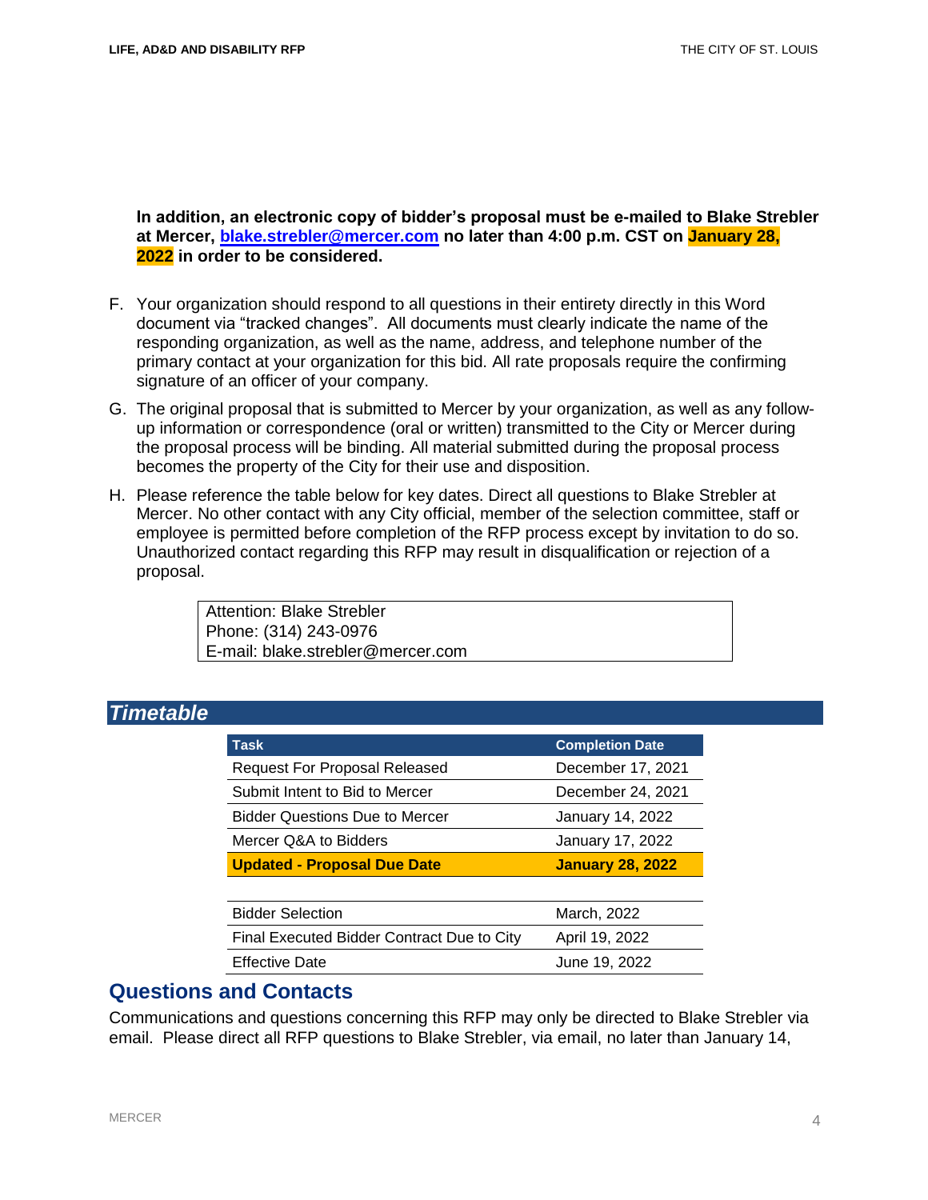**In addition, an electronic copy of bidder's proposal must be e-mailed to Blake Strebler at Mercer, [blake.strebler@mercer.com](mailto:blake.strebler@mercer.com) no later than 4:00 p.m. CST on January 28, 2022 in order to be considered.**

F. Your organization should respond to all questions in their entirety directly in this Word document via "tracked changes". All documents must clearly indicate the name of the responding organization, as well as the name, address, and telephone number of the primary contact at your organization for this bid. All rate proposals require the confirming signature of an officer of your company.

G. The original proposal that is submitted to Mercer by your organization, as well as any follow-up information or correspondence (oral or written) transmitted to the City or Mercer during the proposal process will be binding. All material submitted during the proposal process becomes the property of the City for their use and disposition.

H. Please reference the table below for key dates. Direct all questions to Blake Strebler at Mercer. No other contact with any City official, member of the selection committee, staff or employee is permitted before completion of the RFP process except by invitation to do so. Unauthorized contact regarding this RFP may result in disqualification or rejection of a proposal.

| Attention: Blake Strebler<br>Phone: (314) 243-0976<br>E-mail: blake.strebler@mercer.com |
|---|

## *Timetable*

| Task | Completion Date |
|---|---|
| Request For Proposal Released | December 17, 2021 |
| Submit Intent to Bid to Mercer | December 24, 2021 |
| Bidder Questions Due to Mercer | January 14, 2022 |
| Mercer Q&A to Bidders | January 17, 2022 |
| **Updated - Proposal Due Date** | **January 28, 2022** |
| | |
| Bidder Selection | March, 2022 |
| Final Executed Bidder Contract Due to City | April 19, 2022 |
| Effective Date | June 19, 2022 |

## Questions and Contacts

Communications and questions concerning this RFP may only be directed to Blake Strebler via email. Please direct all RFP questions to Blake Strebler, via email, no later than January 14,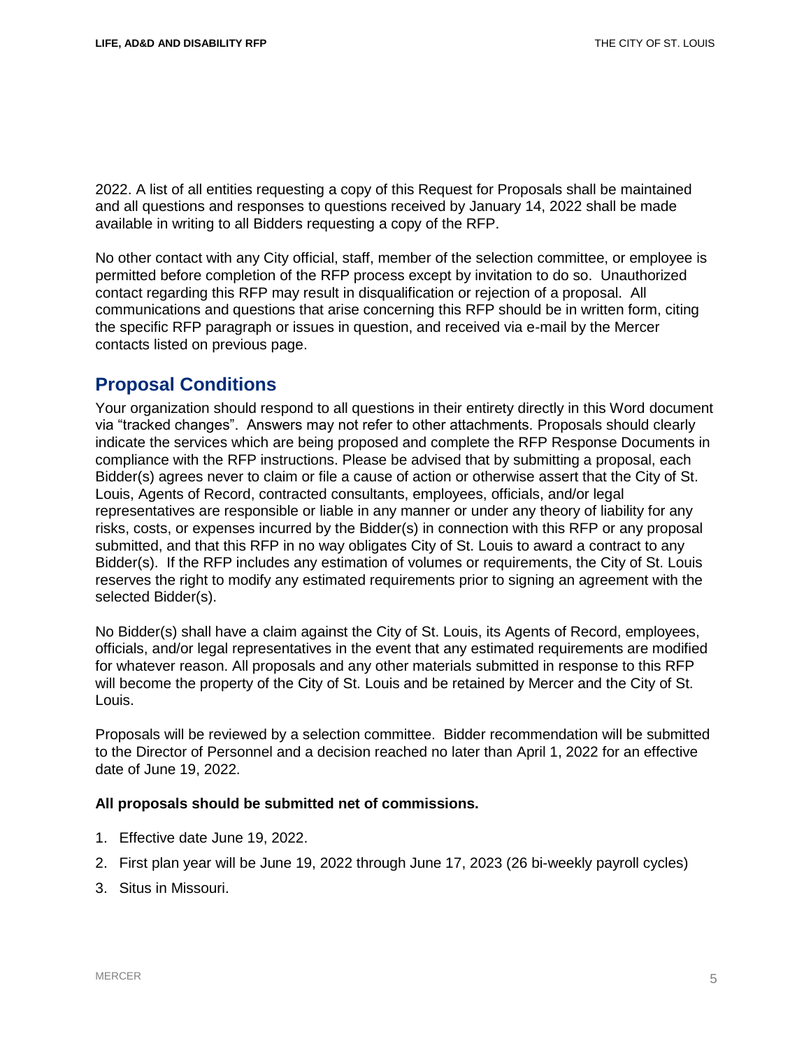2022. A list of all entities requesting a copy of this Request for Proposals shall be maintained and all questions and responses to questions received by January 14, 2022 shall be made available in writing to all Bidders requesting a copy of the RFP.

No other contact with any City official, staff, member of the selection committee, or employee is permitted before completion of the RFP process except by invitation to do so. Unauthorized contact regarding this RFP may result in disqualification or rejection of a proposal. All communications and questions that arise concerning this RFP should be in written form, citing the specific RFP paragraph or issues in question, and received via e-mail by the Mercer contacts listed on previous page.

## Proposal Conditions

Your organization should respond to all questions in their entirety directly in this Word document via "tracked changes". Answers may not refer to other attachments. Proposals should clearly indicate the services which are being proposed and complete the RFP Response Documents in compliance with the RFP instructions. Please be advised that by submitting a proposal, each Bidder(s) agrees never to claim or file a cause of action or otherwise assert that the City of St. Louis, Agents of Record, contracted consultants, employees, officials, and/or legal representatives are responsible or liable in any manner or under any theory of liability for any risks, costs, or expenses incurred by the Bidder(s) in connection with this RFP or any proposal submitted, and that this RFP in no way obligates City of St. Louis to award a contract to any Bidder(s). If the RFP includes any estimation of volumes or requirements, the City of St. Louis reserves the right to modify any estimated requirements prior to signing an agreement with the selected Bidder(s).

No Bidder(s) shall have a claim against the City of St. Louis, its Agents of Record, employees, officials, and/or legal representatives in the event that any estimated requirements are modified for whatever reason. All proposals and any other materials submitted in response to this RFP will become the property of the City of St. Louis and be retained by Mercer and the City of St. Louis.

Proposals will be reviewed by a selection committee. Bidder recommendation will be submitted to the Director of Personnel and a decision reached no later than April 1, 2022 for an effective date of June 19, 2022.

**All proposals should be submitted net of commissions.**

1. Effective date June 19, 2022.
2. First plan year will be June 19, 2022 through June 17, 2023 (26 bi-weekly payroll cycles)
3. Situs in Missouri.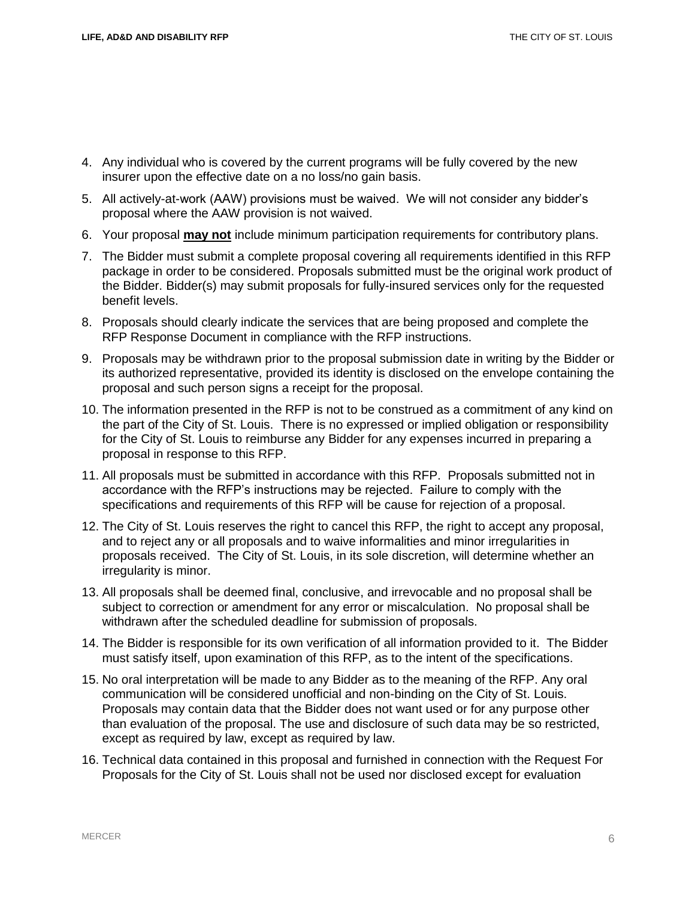4. Any individual who is covered by the current programs will be fully covered by the new insurer upon the effective date on a no loss/no gain basis.
5. All actively-at-work (AAW) provisions must be waived. We will not consider any bidder's proposal where the AAW provision is not waived.
6. Your proposal **may not** include minimum participation requirements for contributory plans.
7. The Bidder must submit a complete proposal covering all requirements identified in this RFP package in order to be considered. Proposals submitted must be the original work product of the Bidder. Bidder(s) may submit proposals for fully-insured services only for the requested benefit levels.
8. Proposals should clearly indicate the services that are being proposed and complete the RFP Response Document in compliance with the RFP instructions.
9. Proposals may be withdrawn prior to the proposal submission date in writing by the Bidder or its authorized representative, provided its identity is disclosed on the envelope containing the proposal and such person signs a receipt for the proposal.
10. The information presented in the RFP is not to be construed as a commitment of any kind on the part of the City of St. Louis. There is no expressed or implied obligation or responsibility for the City of St. Louis to reimburse any Bidder for any expenses incurred in preparing a proposal in response to this RFP.
11. All proposals must be submitted in accordance with this RFP. Proposals submitted not in accordance with the RFP's instructions may be rejected. Failure to comply with the specifications and requirements of this RFP will be cause for rejection of a proposal.
12. The City of St. Louis reserves the right to cancel this RFP, the right to accept any proposal, and to reject any or all proposals and to waive informalities and minor irregularities in proposals received. The City of St. Louis, in its sole discretion, will determine whether an irregularity is minor.
13. All proposals shall be deemed final, conclusive, and irrevocable and no proposal shall be subject to correction or amendment for any error or miscalculation. No proposal shall be withdrawn after the scheduled deadline for submission of proposals.
14. The Bidder is responsible for its own verification of all information provided to it. The Bidder must satisfy itself, upon examination of this RFP, as to the intent of the specifications.
15. No oral interpretation will be made to any Bidder as to the meaning of the RFP. Any oral communication will be considered unofficial and non-binding on the City of St. Louis. Proposals may contain data that the Bidder does not want used or for any purpose other than evaluation of the proposal. The use and disclosure of such data may be so restricted, except as required by law, except as required by law.
16. Technical data contained in this proposal and furnished in connection with the Request For Proposals for the City of St. Louis shall not be used nor disclosed except for evaluation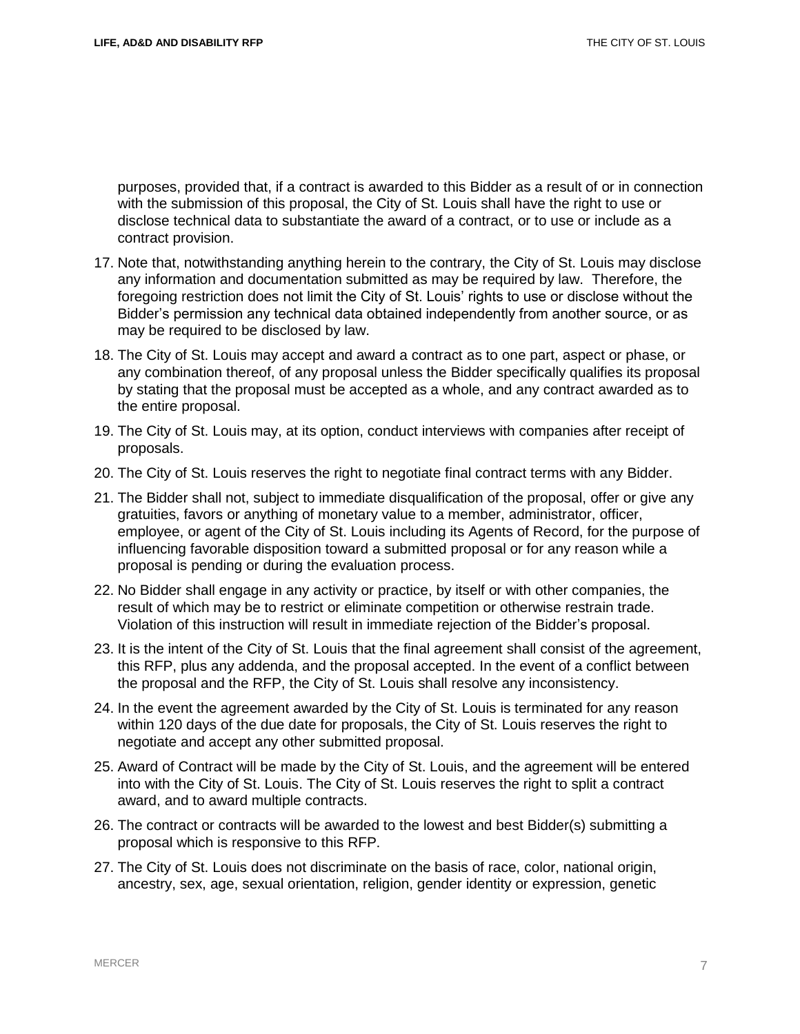purposes, provided that, if a contract is awarded to this Bidder as a result of or in connection with the submission of this proposal, the City of St. Louis shall have the right to use or disclose technical data to substantiate the award of a contract, or to use or include as a contract provision.

17. Note that, notwithstanding anything herein to the contrary, the City of St. Louis may disclose any information and documentation submitted as may be required by law. Therefore, the foregoing restriction does not limit the City of St. Louis' rights to use or disclose without the Bidder's permission any technical data obtained independently from another source, or as may be required to be disclosed by law.
18. The City of St. Louis may accept and award a contract as to one part, aspect or phase, or any combination thereof, of any proposal unless the Bidder specifically qualifies its proposal by stating that the proposal must be accepted as a whole, and any contract awarded as to the entire proposal.
19. The City of St. Louis may, at its option, conduct interviews with companies after receipt of proposals.
20. The City of St. Louis reserves the right to negotiate final contract terms with any Bidder.
21. The Bidder shall not, subject to immediate disqualification of the proposal, offer or give any gratuities, favors or anything of monetary value to a member, administrator, officer, employee, or agent of the City of St. Louis including its Agents of Record, for the purpose of influencing favorable disposition toward a submitted proposal or for any reason while a proposal is pending or during the evaluation process.
22. No Bidder shall engage in any activity or practice, by itself or with other companies, the result of which may be to restrict or eliminate competition or otherwise restrain trade. Violation of this instruction will result in immediate rejection of the Bidder's proposal.
23. It is the intent of the City of St. Louis that the final agreement shall consist of the agreement, this RFP, plus any addenda, and the proposal accepted. In the event of a conflict between the proposal and the RFP, the City of St. Louis shall resolve any inconsistency.
24. In the event the agreement awarded by the City of St. Louis is terminated for any reason within 120 days of the due date for proposals, the City of St. Louis reserves the right to negotiate and accept any other submitted proposal.
25. Award of Contract will be made by the City of St. Louis, and the agreement will be entered into with the City of St. Louis. The City of St. Louis reserves the right to split a contract award, and to award multiple contracts.
26. The contract or contracts will be awarded to the lowest and best Bidder(s) submitting a proposal which is responsive to this RFP.
27. The City of St. Louis does not discriminate on the basis of race, color, national origin, ancestry, sex, age, sexual orientation, religion, gender identity or expression, genetic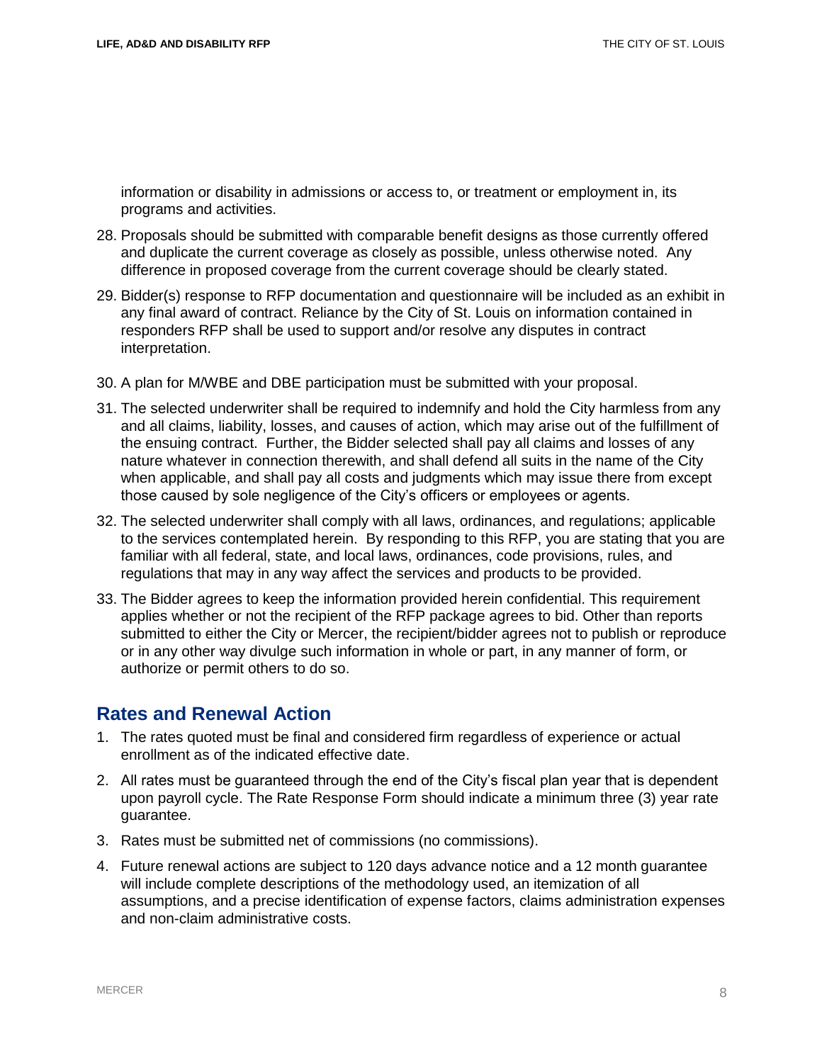information or disability in admissions or access to, or treatment or employment in, its programs and activities.

28. Proposals should be submitted with comparable benefit designs as those currently offered and duplicate the current coverage as closely as possible, unless otherwise noted. Any difference in proposed coverage from the current coverage should be clearly stated.

29. Bidder(s) response to RFP documentation and questionnaire will be included as an exhibit in any final award of contract. Reliance by the City of St. Louis on information contained in responders RFP shall be used to support and/or resolve any disputes in contract interpretation.

30. A plan for M/WBE and DBE participation must be submitted with your proposal.

31. The selected underwriter shall be required to indemnify and hold the City harmless from any and all claims, liability, losses, and causes of action, which may arise out of the fulfillment of the ensuing contract. Further, the Bidder selected shall pay all claims and losses of any nature whatever in connection therewith, and shall defend all suits in the name of the City when applicable, and shall pay all costs and judgments which may issue there from except those caused by sole negligence of the City's officers or employees or agents.

32. The selected underwriter shall comply with all laws, ordinances, and regulations; applicable to the services contemplated herein. By responding to this RFP, you are stating that you are familiar with all federal, state, and local laws, ordinances, code provisions, rules, and regulations that may in any way affect the services and products to be provided.

33. The Bidder agrees to keep the information provided herein confidential. This requirement applies whether or not the recipient of the RFP package agrees to bid. Other than reports submitted to either the City or Mercer, the recipient/bidder agrees not to publish or reproduce or in any other way divulge such information in whole or part, in any manner of form, or authorize or permit others to do so.

## Rates and Renewal Action

1. The rates quoted must be final and considered firm regardless of experience or actual enrollment as of the indicated effective date.

2. All rates must be guaranteed through the end of the City's fiscal plan year that is dependent upon payroll cycle. The Rate Response Form should indicate a minimum three (3) year rate guarantee.

3. Rates must be submitted net of commissions (no commissions).

4. Future renewal actions are subject to 120 days advance notice and a 12 month guarantee will include complete descriptions of the methodology used, an itemization of all assumptions, and a precise identification of expense factors, claims administration expenses and non-claim administrative costs.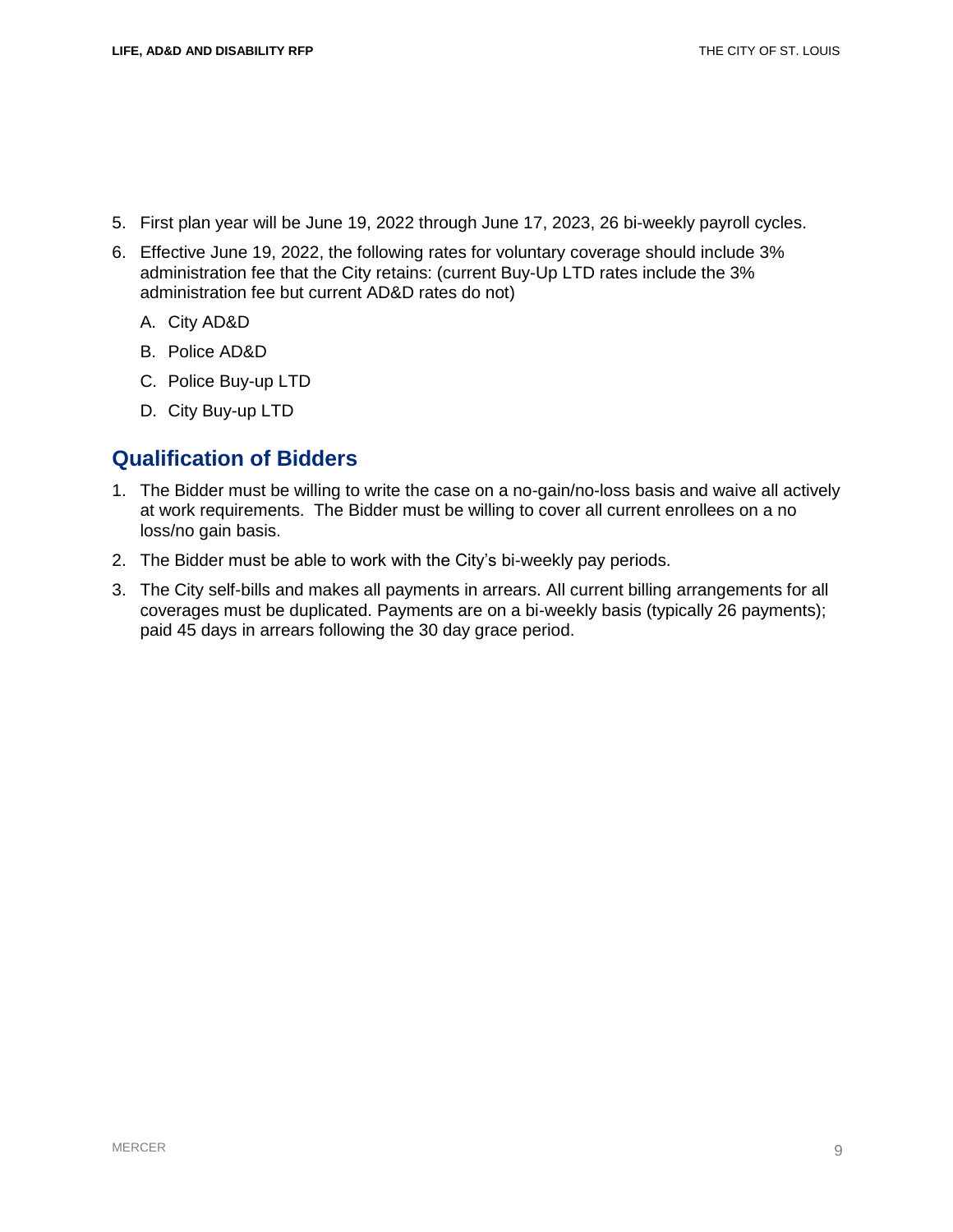5. First plan year will be June 19, 2022 through June 17, 2023, 26 bi-weekly payroll cycles.
6. Effective June 19, 2022, the following rates for voluntary coverage should include 3% administration fee that the City retains: (current Buy-Up LTD rates include the 3% administration fee but current AD&D rates do not)
   A. City AD&D
   B. Police AD&D
   C. Police Buy-up LTD
   D. City Buy-up LTD

## Qualification of Bidders

1. The Bidder must be willing to write the case on a no-gain/no-loss basis and waive all actively at work requirements. The Bidder must be willing to cover all current enrollees on a no loss/no gain basis.
2. The Bidder must be able to work with the City's bi-weekly pay periods.
3. The City self-bills and makes all payments in arrears. All current billing arrangements for all coverages must be duplicated. Payments are on a bi-weekly basis (typically 26 payments); paid 45 days in arrears following the 30 day grace period.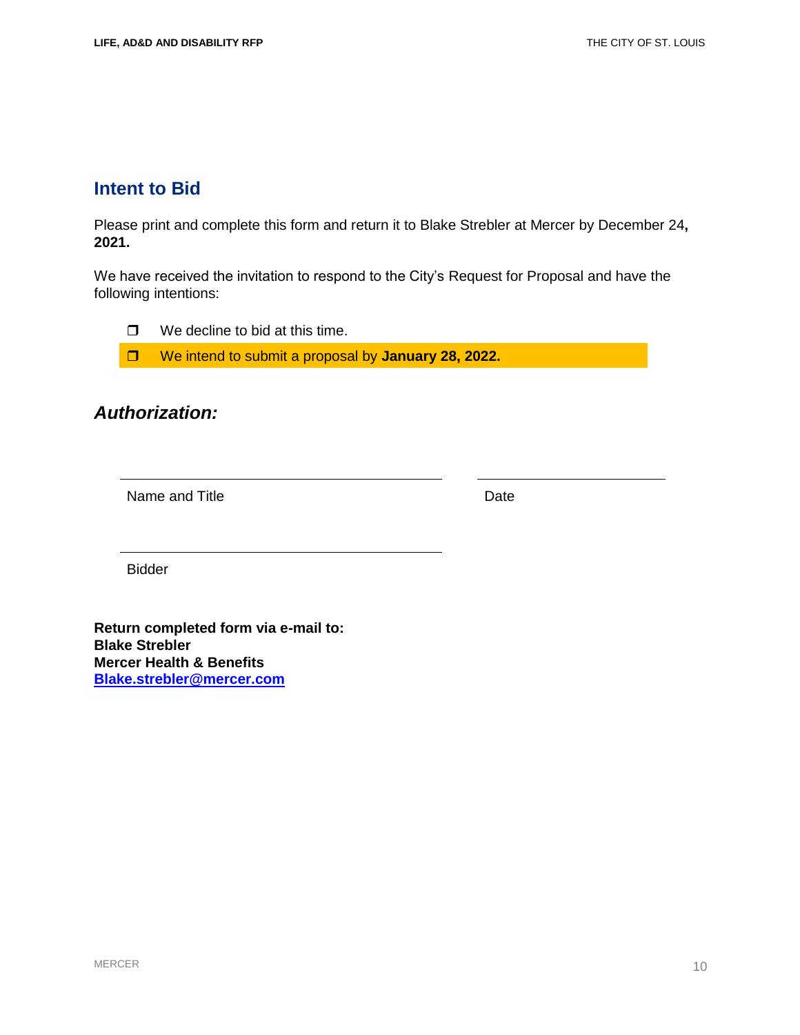## Intent to Bid

Please print and complete this form and return it to Blake Strebler at Mercer by December 24**, 2021.**

We have received the invitation to respond to the City's Request for Proposal and have the following intentions:

- ❒ We decline to bid at this time.
- ❒ We intend to submit a proposal by **January 28, 2022.**

### *Authorization:*

\_\_\_\_\_\_\_\_\_\_\_\_\_\_\_\_\_\_\_\_\_\_\_\_\_\_\_\_\_\_\_\_\_\_\_\_\_\_\_\_ \_\_\_\_\_\_\_\_\_\_\_\_\_\_\_\_\_\_\_\_\_\_\_\_

Name and Title Date

\_\_\_\_\_\_\_\_\_\_\_\_\_\_\_\_\_\_\_\_\_\_\_\_\_\_\_\_\_\_\_\_\_\_\_\_\_\_\_\_

Bidder

**Return completed form via e-mail to:**
**Blake Strebler**
**Mercer Health & Benefits**
**Blake.strebler@mercer.com**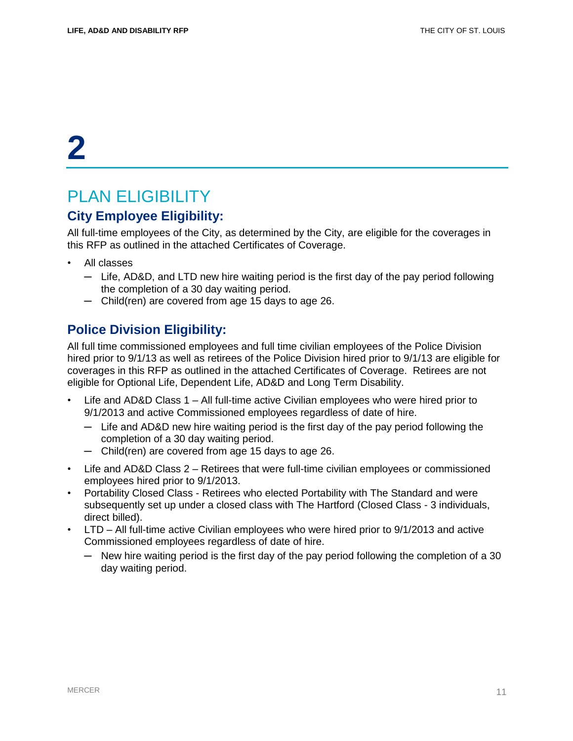# 2

## PLAN ELIGIBILITY

### City Employee Eligibility:

All full-time employees of the City, as determined by the City, are eligible for the coverages in this RFP as outlined in the attached Certificates of Coverage.

- All classes
  - Life, AD&D, and LTD new hire waiting period is the first day of the pay period following the completion of a 30 day waiting period.
  - Child(ren) are covered from age 15 days to age 26.

### Police Division Eligibility:

All full time commissioned employees and full time civilian employees of the Police Division hired prior to 9/1/13 as well as retirees of the Police Division hired prior to 9/1/13 are eligible for coverages in this RFP as outlined in the attached Certificates of Coverage. Retirees are not eligible for Optional Life, Dependent Life, AD&D and Long Term Disability.

- Life and AD&D Class 1 – All full-time active Civilian employees who were hired prior to 9/1/2013 and active Commissioned employees regardless of date of hire.
  - Life and AD&D new hire waiting period is the first day of the pay period following the completion of a 30 day waiting period.
  - Child(ren) are covered from age 15 days to age 26.
- Life and AD&D Class 2 – Retirees that were full-time civilian employees or commissioned employees hired prior to 9/1/2013.
- Portability Closed Class - Retirees who elected Portability with The Standard and were subsequently set up under a closed class with The Hartford (Closed Class - 3 individuals, direct billed).
- LTD – All full-time active Civilian employees who were hired prior to 9/1/2013 and active Commissioned employees regardless of date of hire.
  - New hire waiting period is the first day of the pay period following the completion of a 30 day waiting period.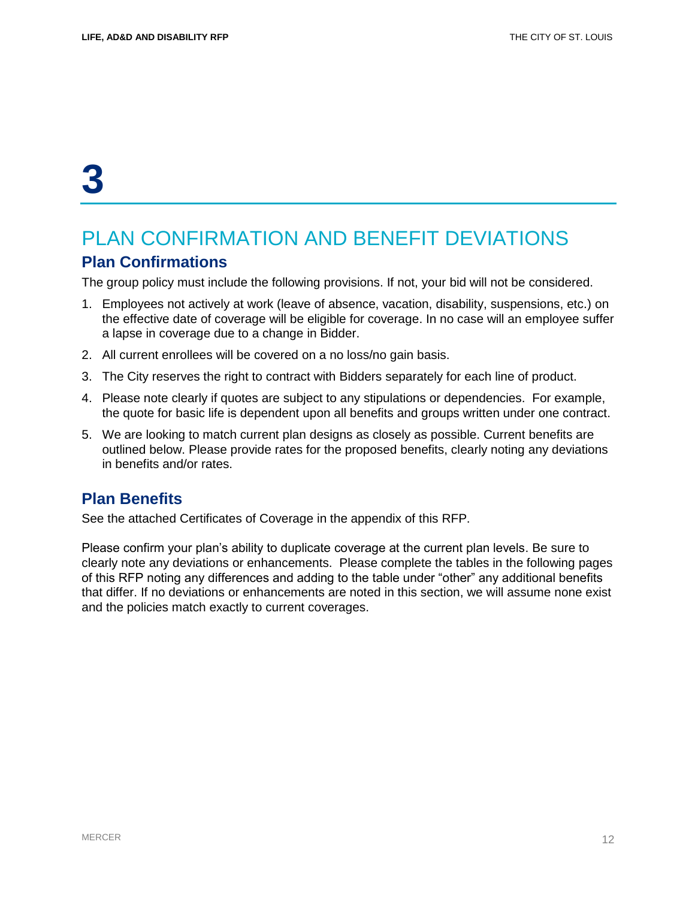# 3

# PLAN CONFIRMATION AND BENEFIT DEVIATIONS

## Plan Confirmations

The group policy must include the following provisions. If not, your bid will not be considered.

1. Employees not actively at work (leave of absence, vacation, disability, suspensions, etc.) on the effective date of coverage will be eligible for coverage. In no case will an employee suffer a lapse in coverage due to a change in Bidder.
2. All current enrollees will be covered on a no loss/no gain basis.
3. The City reserves the right to contract with Bidders separately for each line of product.
4. Please note clearly if quotes are subject to any stipulations or dependencies. For example, the quote for basic life is dependent upon all benefits and groups written under one contract.
5. We are looking to match current plan designs as closely as possible. Current benefits are outlined below. Please provide rates for the proposed benefits, clearly noting any deviations in benefits and/or rates.

## Plan Benefits

See the attached Certificates of Coverage in the appendix of this RFP.

Please confirm your plan's ability to duplicate coverage at the current plan levels. Be sure to clearly note any deviations or enhancements. Please complete the tables in the following pages of this RFP noting any differences and adding to the table under "other" any additional benefits that differ. If no deviations or enhancements are noted in this section, we will assume none exist and the policies match exactly to current coverages.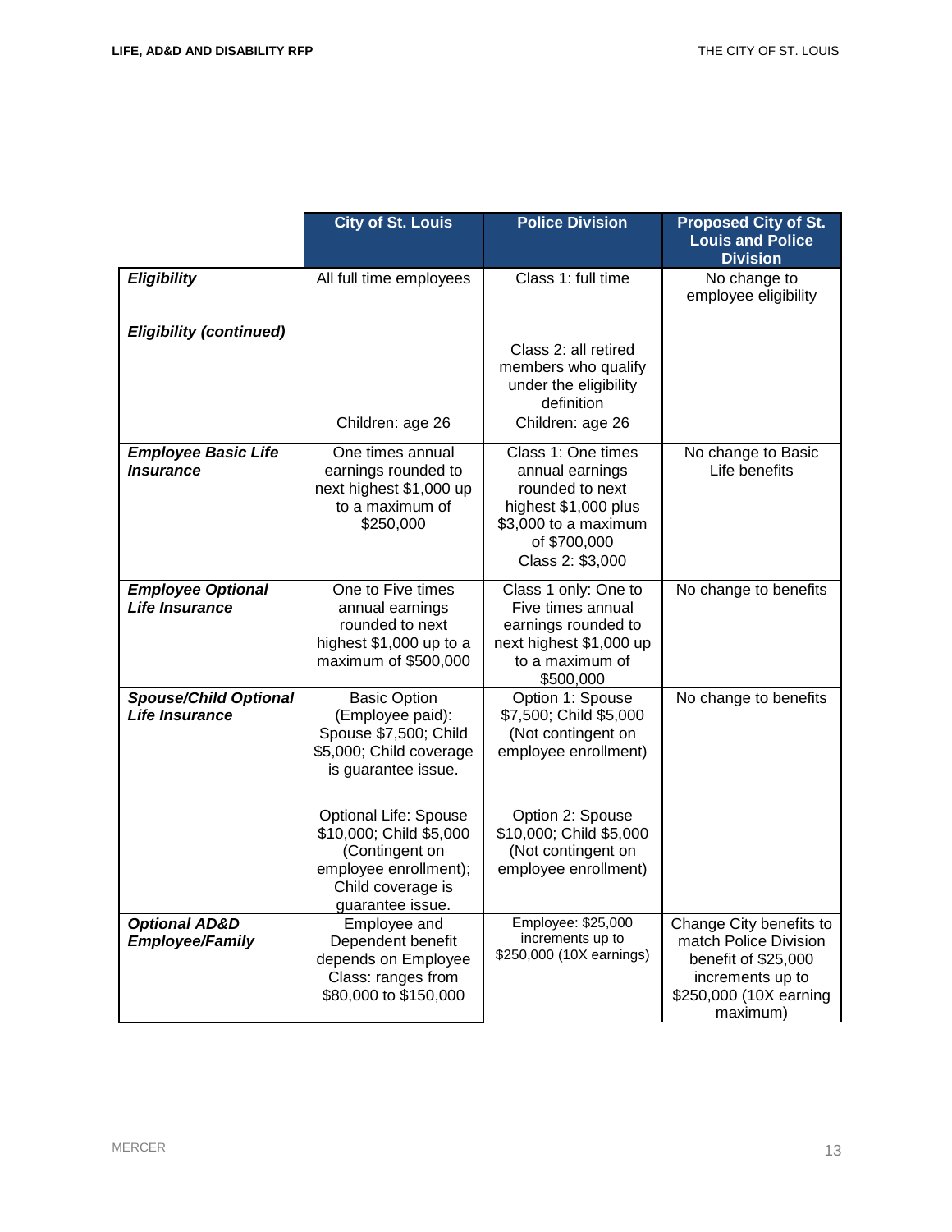| | City of St. Louis | Police Division | Proposed City of St. Louis and Police Division |
|---|---|---|---|
| ***Eligibility*** | All full time employees | Class 1: full time | No change to employee eligibility |
| ***Eligibility (continued)*** | Children: age 26 | Class 2: all retired members who qualify under the eligibility definition<br>Children: age 26 | |
| ***Employee Basic Life Insurance*** | One times annual earnings rounded to next highest $1,000 up to a maximum of $250,000 | Class 1: One times annual earnings rounded to next highest $1,000 plus $3,000 to a maximum of $700,000<br>Class 2: $3,000 | No change to Basic Life benefits |
| ***Employee Optional Life Insurance*** | One to Five times annual earnings rounded to next highest $1,000 up to a maximum of $500,000 | Class 1 only: One to Five times annual earnings rounded to next highest $1,000 up to a maximum of $500,000 | No change to benefits |
| ***Spouse/Child Optional Life Insurance*** | Basic Option (Employee paid): Spouse $7,500; Child $5,000; Child coverage is guarantee issue.<br><br>Optional Life: Spouse $10,000; Child $5,000 (Contingent on employee enrollment); Child coverage is guarantee issue. | Option 1: Spouse $7,500; Child $5,000 (Not contingent on employee enrollment)<br><br>Option 2: Spouse $10,000; Child $5,000 (Not contingent on employee enrollment) | No change to benefits |
| ***Optional AD&D Employee/Family*** | Employee and Dependent benefit depends on Employee Class: ranges from $80,000 to $150,000 | Employee: $25,000 increments up to $250,000 (10X earnings) | Change City benefits to match Police Division benefit of $25,000 increments up to $250,000 (10X earning maximum) |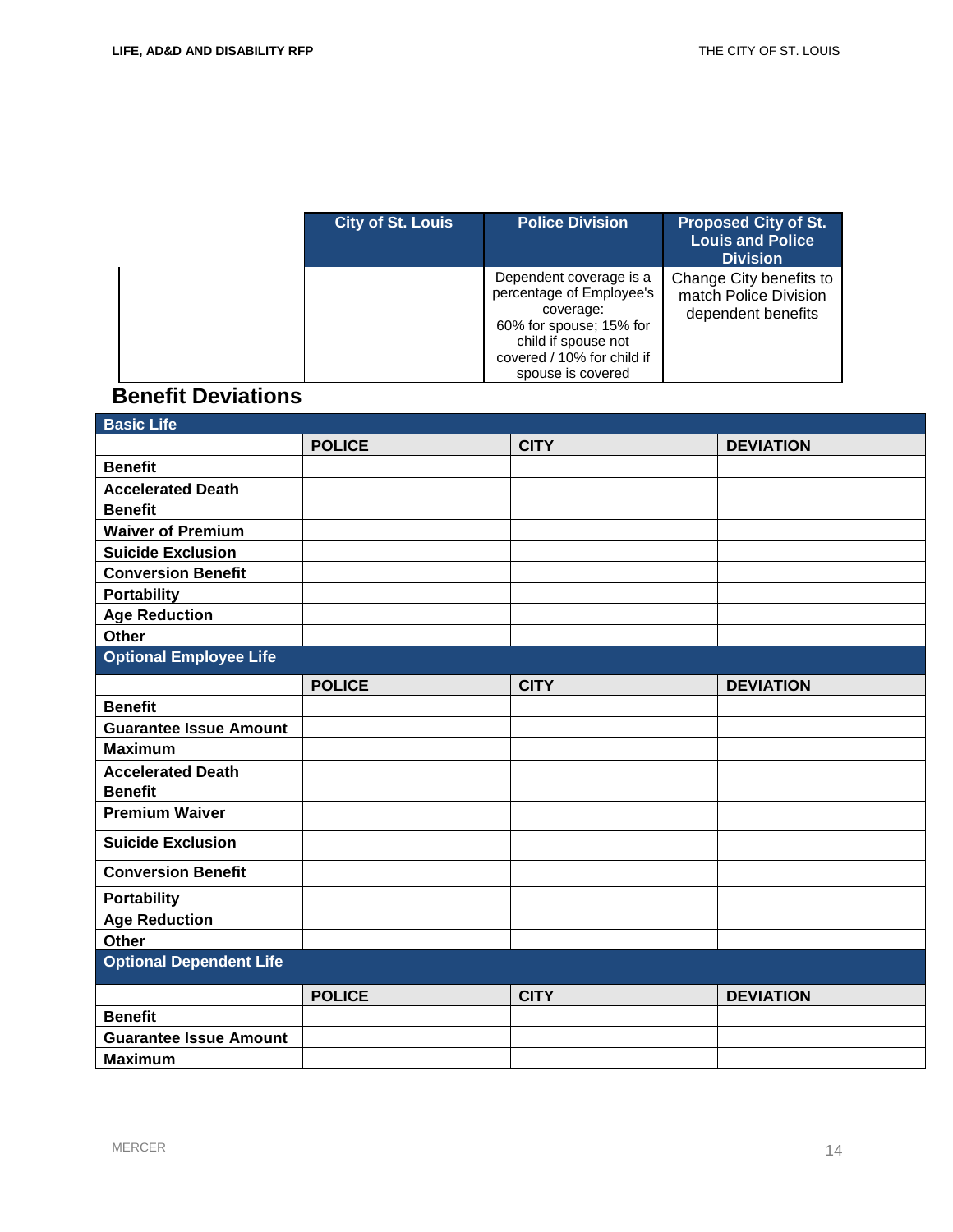| | City of St. Louis | Police Division | Proposed City of St. Louis and Police Division |
|---|---|---|---|
| | | Dependent coverage is a percentage of Employee's coverage: 60% for spouse; 15% for child if spouse not covered / 10% for child if spouse is covered | Change City benefits to match Police Division dependent benefits |

## Benefit Deviations

| Basic Life | | | |
|---|---|---|---|
| | POLICE | CITY | DEVIATION |
| **Benefit** | | | |
| **Accelerated Death Benefit** | | | |
| **Waiver of Premium** | | | |
| **Suicide Exclusion** | | | |
| **Conversion Benefit** | | | |
| **Portability** | | | |
| **Age Reduction** | | | |
| **Other** | | | |
| **Optional Employee Life** | | | |
| | POLICE | CITY | DEVIATION |
| **Benefit** | | | |
| **Guarantee Issue Amount** | | | |
| **Maximum** | | | |
| **Accelerated Death Benefit** | | | |
| **Premium Waiver** | | | |
| **Suicide Exclusion** | | | |
| **Conversion Benefit** | | | |
| **Portability** | | | |
| **Age Reduction** | | | |
| **Other** | | | |
| **Optional Dependent Life** | | | |
| | POLICE | CITY | DEVIATION |
| **Benefit** | | | |
| **Guarantee Issue Amount** | | | |
| **Maximum** | | | |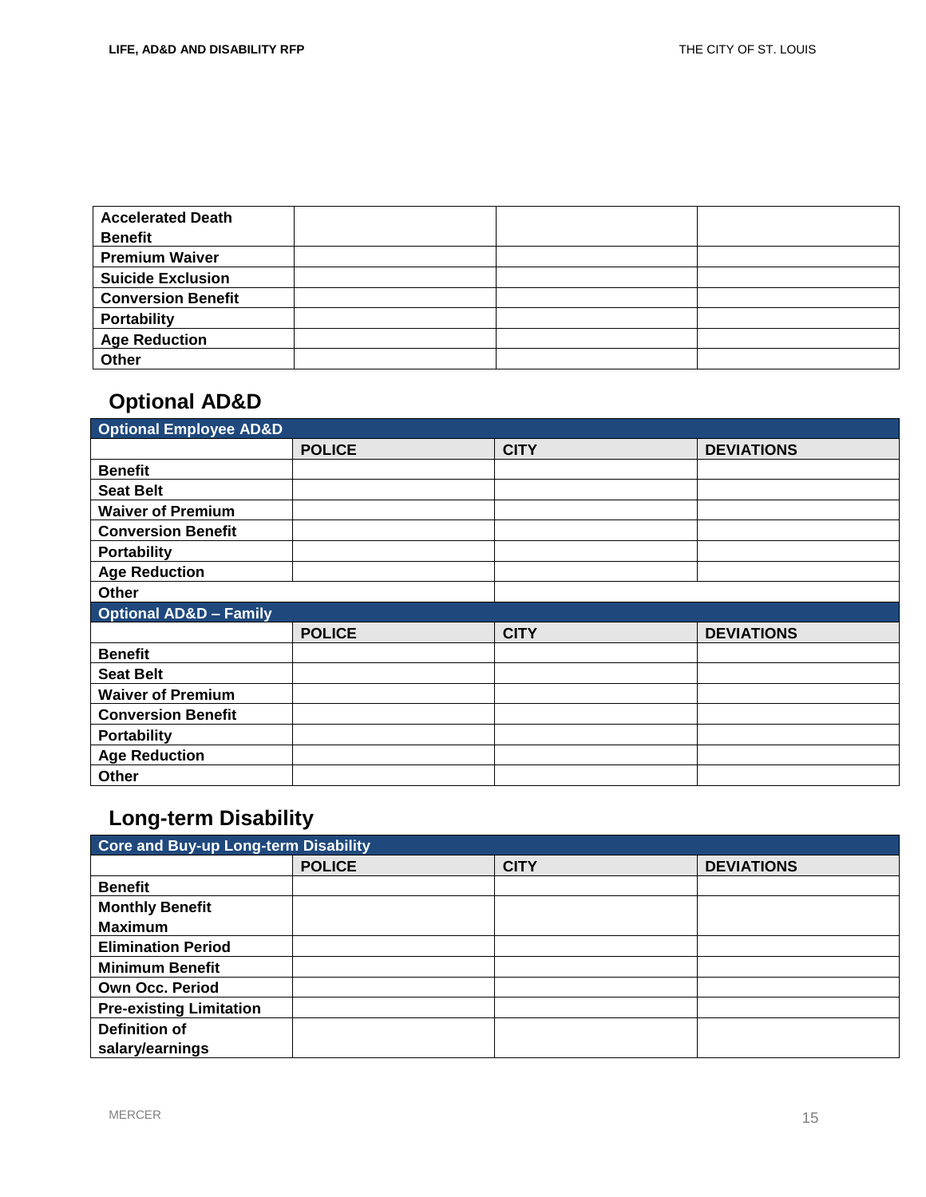| | | | |
|---|---|---|---|
| **Accelerated Death Benefit** | | | |
| **Premium Waiver** | | | |
| **Suicide Exclusion** | | | |
| **Conversion Benefit** | | | |
| **Portability** | | | |
| **Age Reduction** | | | |
| **Other** | | | |

## Optional AD&D

| **Optional Employee AD&D** | | | |
|---|---|---|---|
| | **POLICE** | **CITY** | **DEVIATIONS** |
| **Benefit** | | | |
| **Seat Belt** | | | |
| **Waiver of Premium** | | | |
| **Conversion Benefit** | | | |
| **Portability** | | | |
| **Age Reduction** | | | |
| **Other** | | | |
| **Optional AD&D – Family** | | | |
| | **POLICE** | **CITY** | **DEVIATIONS** |
| **Benefit** | | | |
| **Seat Belt** | | | |
| **Waiver of Premium** | | | |
| **Conversion Benefit** | | | |
| **Portability** | | | |
| **Age Reduction** | | | |
| **Other** | | | |

## Long-term Disability

| **Core and Buy-up Long-term Disability** | | | |
|---|---|---|---|
| | **POLICE** | **CITY** | **DEVIATIONS** |
| **Benefit** | | | |
| **Monthly Benefit Maximum** | | | |
| **Elimination Period** | | | |
| **Minimum Benefit** | | | |
| **Own Occ. Period** | | | |
| **Pre-existing Limitation** | | | |
| **Definition of salary/earnings** | | | |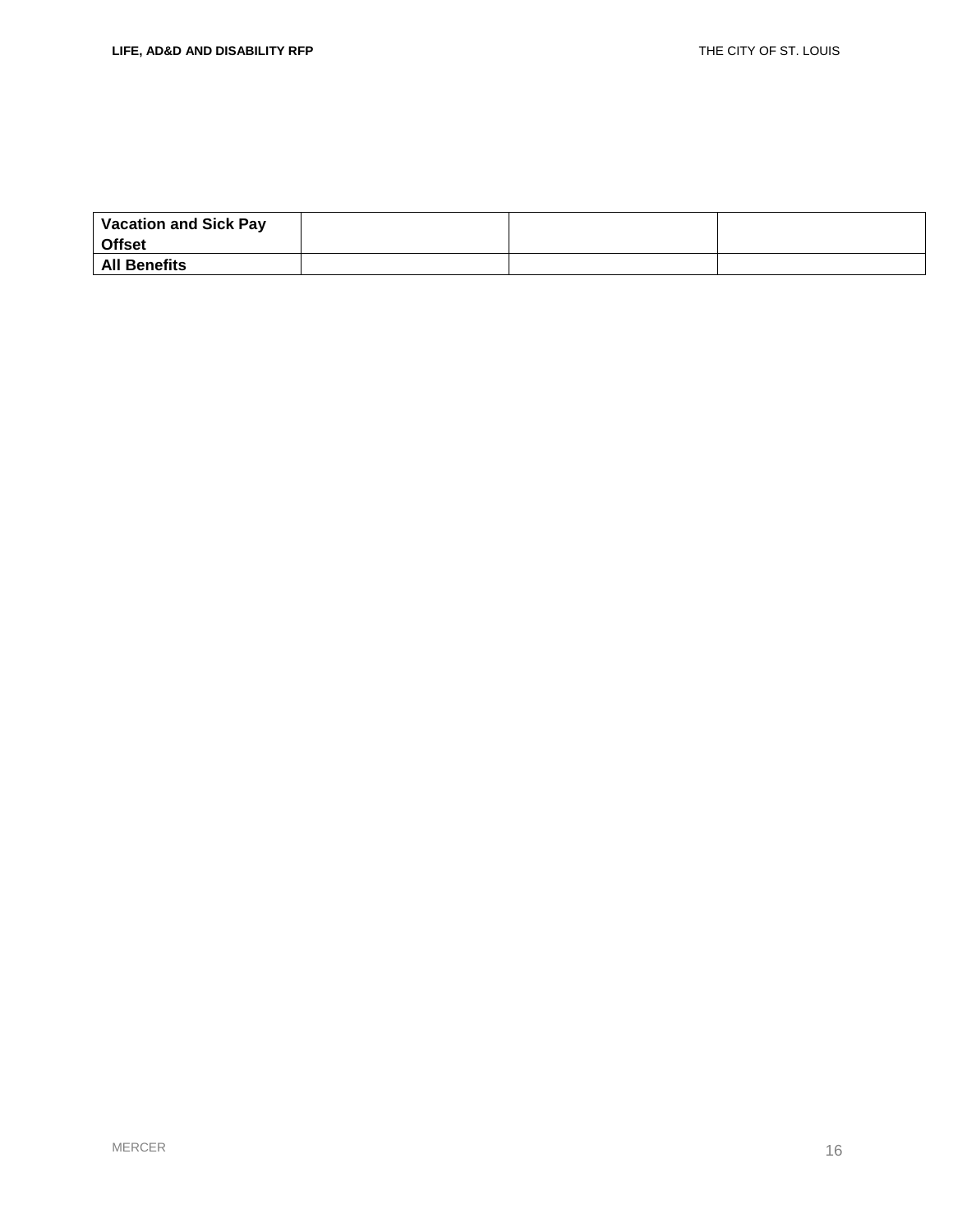| **Vacation and Sick Pay Offset** | | | |
|---|---|---|---|
| **All Benefits** | | | |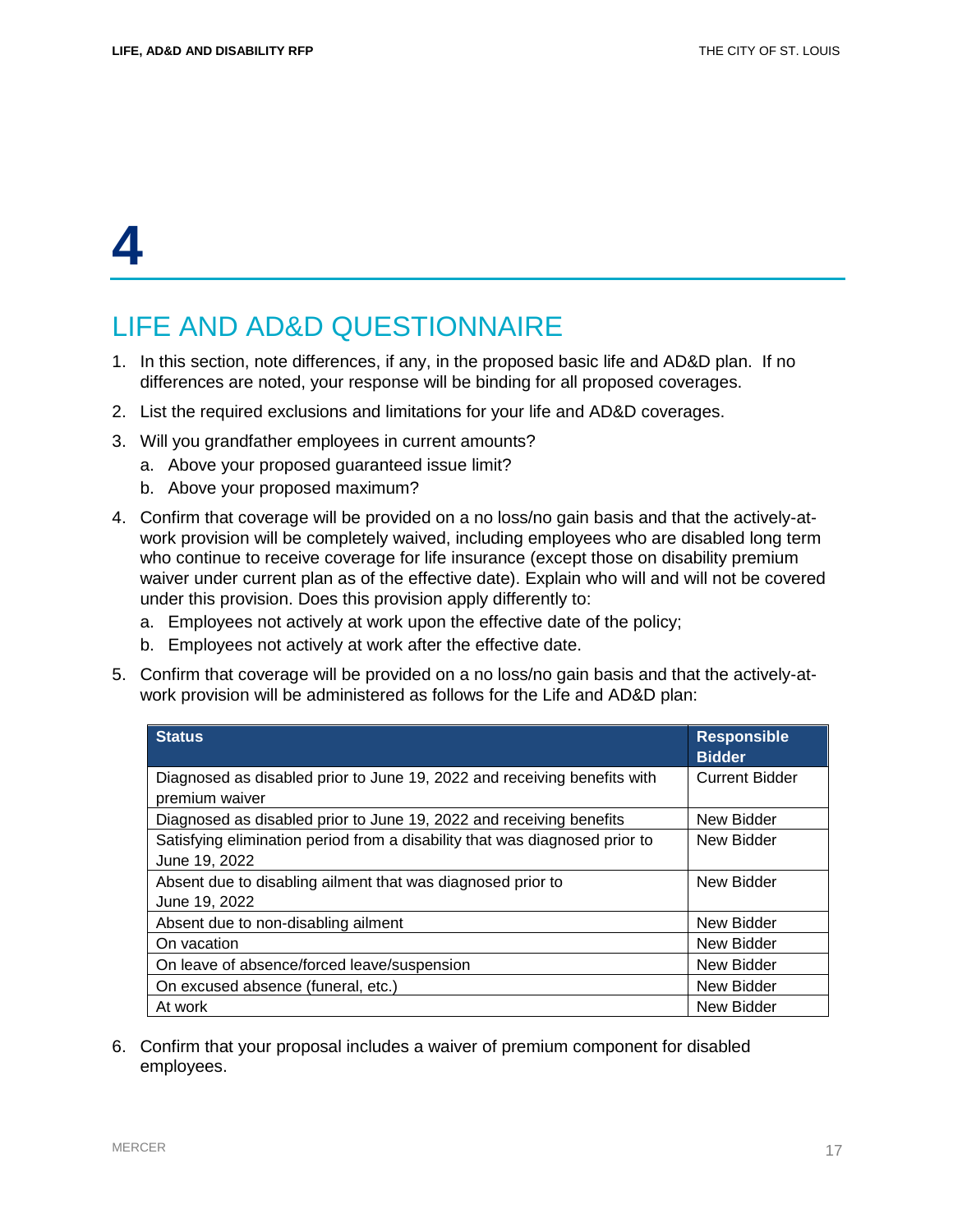# 4

## LIFE AND AD&D QUESTIONNAIRE

1. In this section, note differences, if any, in the proposed basic life and AD&D plan. If no differences are noted, your response will be binding for all proposed coverages.
2. List the required exclusions and limitations for your life and AD&D coverages.
3. Will you grandfather employees in current amounts?
   a. Above your proposed guaranteed issue limit?
   b. Above your proposed maximum?
4. Confirm that coverage will be provided on a no loss/no gain basis and that the actively-at-work provision will be completely waived, including employees who are disabled long term who continue to receive coverage for life insurance (except those on disability premium waiver under current plan as of the effective date). Explain who will and will not be covered under this provision. Does this provision apply differently to:
   a. Employees not actively at work upon the effective date of the policy;
   b. Employees not actively at work after the effective date.
5. Confirm that coverage will be provided on a no loss/no gain basis and that the actively-at-work provision will be administered as follows for the Life and AD&D plan:

| Status | Responsible Bidder |
|---|---|
| Diagnosed as disabled prior to June 19, 2022 and receiving benefits with premium waiver | Current Bidder |
| Diagnosed as disabled prior to June 19, 2022 and receiving benefits | New Bidder |
| Satisfying elimination period from a disability that was diagnosed prior to June 19, 2022 | New Bidder |
| Absent due to disabling ailment that was diagnosed prior to June 19, 2022 | New Bidder |
| Absent due to non-disabling ailment | New Bidder |
| On vacation | New Bidder |
| On leave of absence/forced leave/suspension | New Bidder |
| On excused absence (funeral, etc.) | New Bidder |
| At work | New Bidder |

6. Confirm that your proposal includes a waiver of premium component for disabled employees.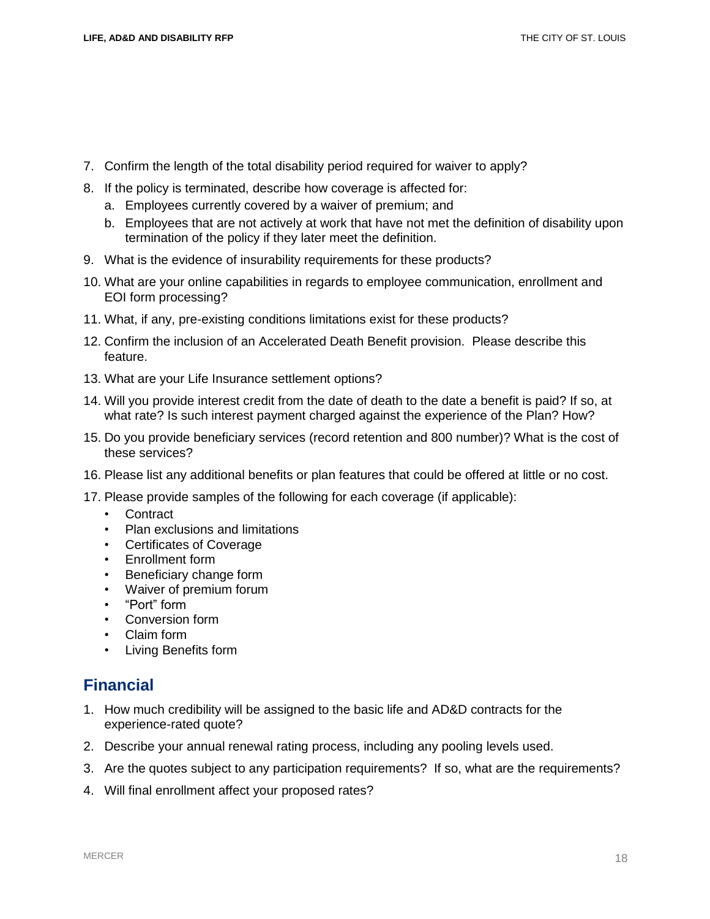7. Confirm the length of the total disability period required for waiver to apply?
8. If the policy is terminated, describe how coverage is affected for:
   a. Employees currently covered by a waiver of premium; and
   b. Employees that are not actively at work that have not met the definition of disability upon termination of the policy if they later meet the definition.
9. What is the evidence of insurability requirements for these products?
10. What are your online capabilities in regards to employee communication, enrollment and EOI form processing?
11. What, if any, pre-existing conditions limitations exist for these products?
12. Confirm the inclusion of an Accelerated Death Benefit provision. Please describe this feature.
13. What are your Life Insurance settlement options?
14. Will you provide interest credit from the date of death to the date a benefit is paid? If so, at what rate? Is such interest payment charged against the experience of the Plan? How?
15. Do you provide beneficiary services (record retention and 800 number)? What is the cost of these services?
16. Please list any additional benefits or plan features that could be offered at little or no cost.
17. Please provide samples of the following for each coverage (if applicable):
    - Contract
    - Plan exclusions and limitations
    - Certificates of Coverage
    - Enrollment form
    - Beneficiary change form
    - Waiver of premium forum
    - "Port" form
    - Conversion form
    - Claim form
    - Living Benefits form

## Financial

1. How much credibility will be assigned to the basic life and AD&D contracts for the experience-rated quote?
2. Describe your annual renewal rating process, including any pooling levels used.
3. Are the quotes subject to any participation requirements? If so, what are the requirements?
4. Will final enrollment affect your proposed rates?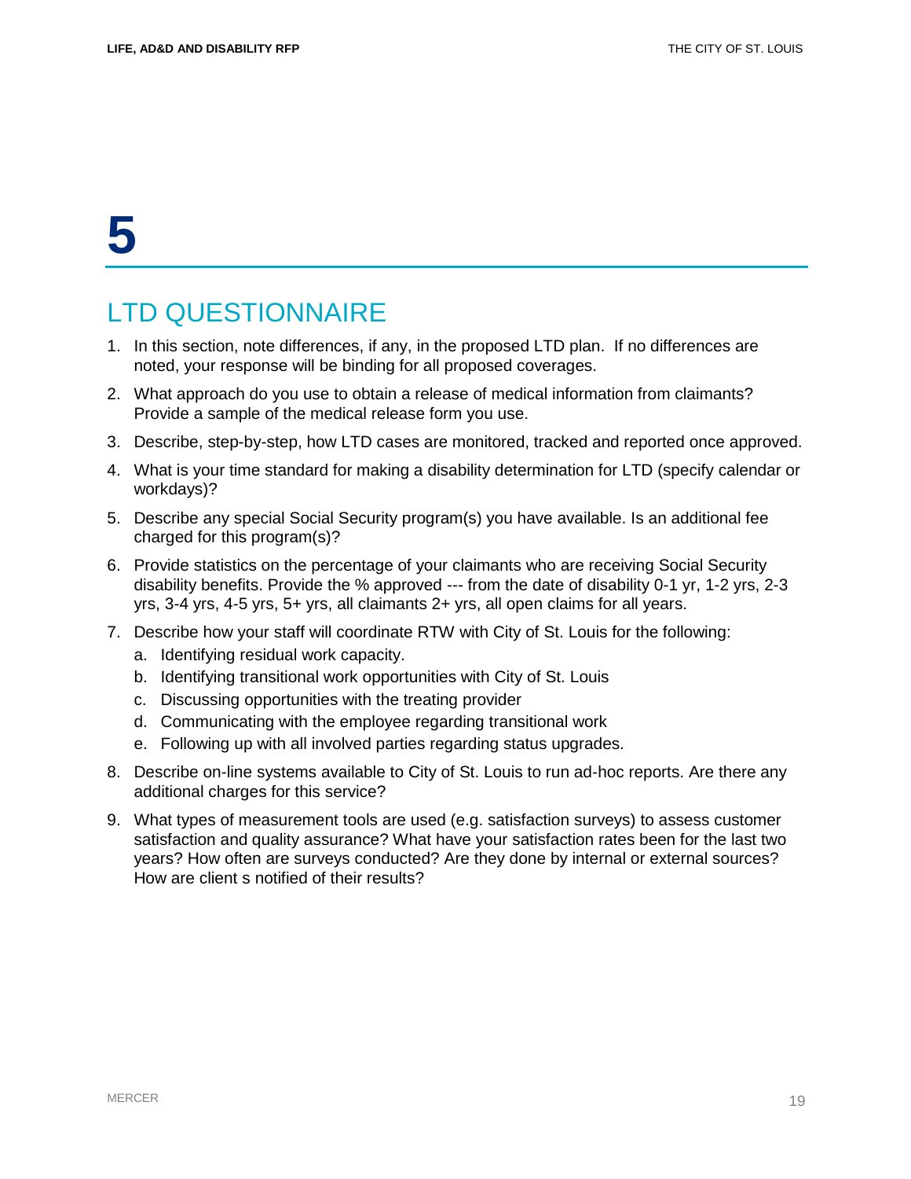# 5

## LTD QUESTIONNAIRE

1. In this section, note differences, if any, in the proposed LTD plan. If no differences are noted, your response will be binding for all proposed coverages.
2. What approach do you use to obtain a release of medical information from claimants? Provide a sample of the medical release form you use.
3. Describe, step-by-step, how LTD cases are monitored, tracked and reported once approved.
4. What is your time standard for making a disability determination for LTD (specify calendar or workdays)?
5. Describe any special Social Security program(s) you have available. Is an additional fee charged for this program(s)?
6. Provide statistics on the percentage of your claimants who are receiving Social Security disability benefits. Provide the % approved --- from the date of disability 0-1 yr, 1-2 yrs, 2-3 yrs, 3-4 yrs, 4-5 yrs, 5+ yrs, all claimants 2+ yrs, all open claims for all years.
7. Describe how your staff will coordinate RTW with City of St. Louis for the following:
   a. Identifying residual work capacity.
   b. Identifying transitional work opportunities with City of St. Louis
   c. Discussing opportunities with the treating provider
   d. Communicating with the employee regarding transitional work
   e. Following up with all involved parties regarding status upgrades.
8. Describe on-line systems available to City of St. Louis to run ad-hoc reports. Are there any additional charges for this service?
9. What types of measurement tools are used (e.g. satisfaction surveys) to assess customer satisfaction and quality assurance? What have your satisfaction rates been for the last two years? How often are surveys conducted? Are they done by internal or external sources? How are client s notified of their results?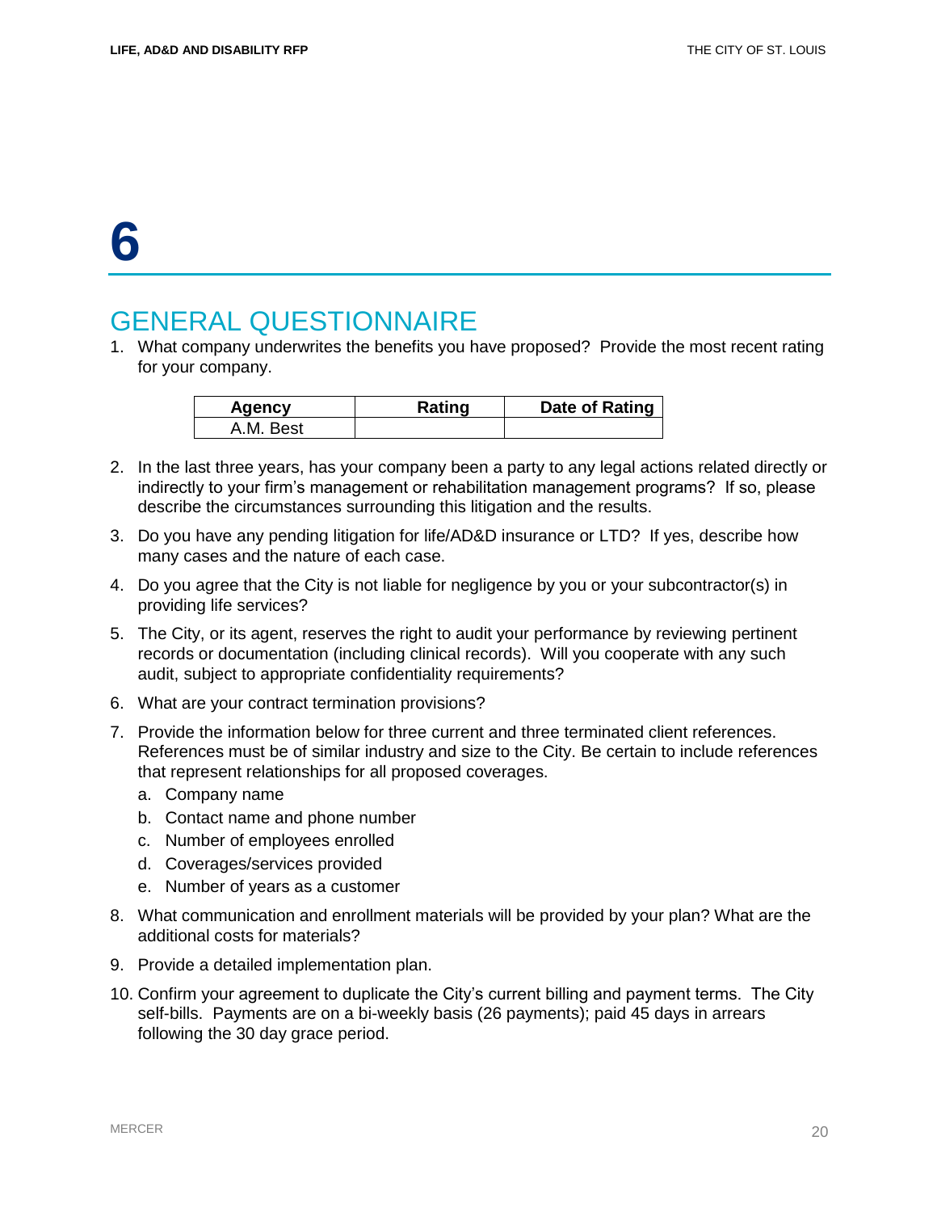# 6

## GENERAL QUESTIONNAIRE

1. What company underwrites the benefits you have proposed? Provide the most recent rating for your company.

| Agency | Rating | Date of Rating |
|---|---|---|
| A.M. Best | | |

2. In the last three years, has your company been a party to any legal actions related directly or indirectly to your firm's management or rehabilitation management programs? If so, please describe the circumstances surrounding this litigation and the results.
3. Do you have any pending litigation for life/AD&D insurance or LTD? If yes, describe how many cases and the nature of each case.
4. Do you agree that the City is not liable for negligence by you or your subcontractor(s) in providing life services?
5. The City, or its agent, reserves the right to audit your performance by reviewing pertinent records or documentation (including clinical records). Will you cooperate with any such audit, subject to appropriate confidentiality requirements?
6. What are your contract termination provisions?
7. Provide the information below for three current and three terminated client references. References must be of similar industry and size to the City. Be certain to include references that represent relationships for all proposed coverages.
   a. Company name
   b. Contact name and phone number
   c. Number of employees enrolled
   d. Coverages/services provided
   e. Number of years as a customer
8. What communication and enrollment materials will be provided by your plan? What are the additional costs for materials?
9. Provide a detailed implementation plan.
10. Confirm your agreement to duplicate the City's current billing and payment terms. The City self-bills. Payments are on a bi-weekly basis (26 payments); paid 45 days in arrears following the 30 day grace period.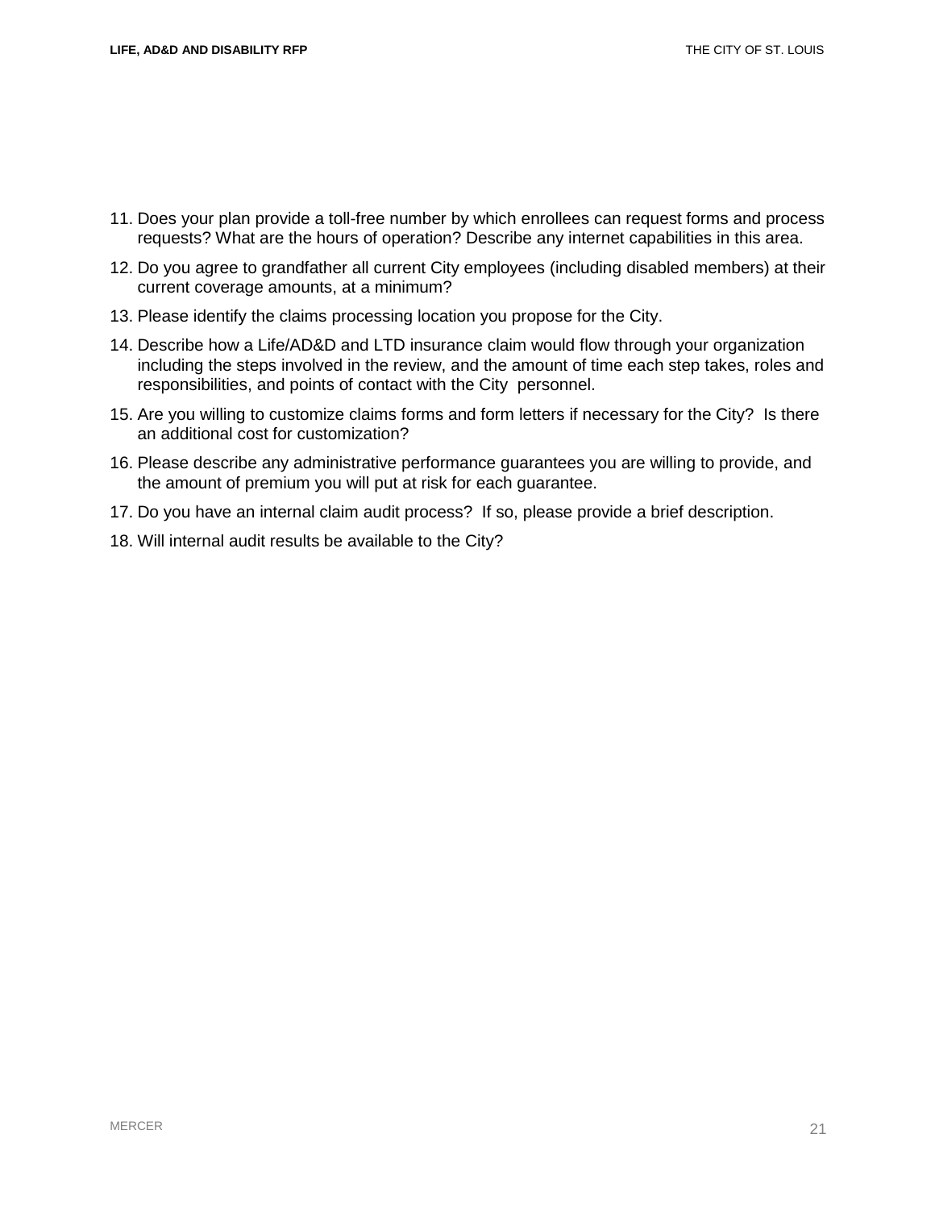11. Does your plan provide a toll-free number by which enrollees can request forms and process requests? What are the hours of operation? Describe any internet capabilities in this area.
12. Do you agree to grandfather all current City employees (including disabled members) at their current coverage amounts, at a minimum?
13. Please identify the claims processing location you propose for the City.
14. Describe how a Life/AD&D and LTD insurance claim would flow through your organization including the steps involved in the review, and the amount of time each step takes, roles and responsibilities, and points of contact with the City personnel.
15. Are you willing to customize claims forms and form letters if necessary for the City? Is there an additional cost for customization?
16. Please describe any administrative performance guarantees you are willing to provide, and the amount of premium you will put at risk for each guarantee.
17. Do you have an internal claim audit process? If so, please provide a brief description.
18. Will internal audit results be available to the City?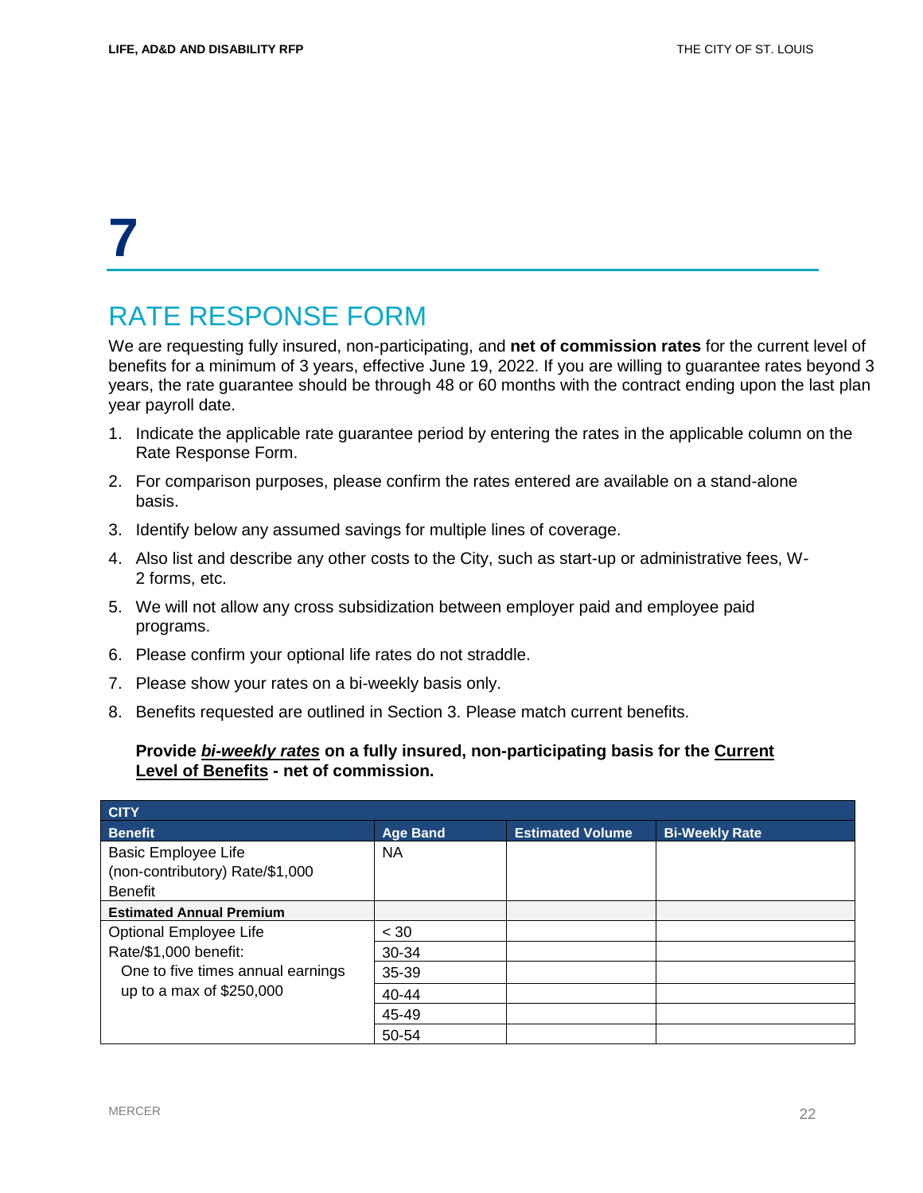# 7

## RATE RESPONSE FORM

We are requesting fully insured, non-participating, and **net of commission rates** for the current level of benefits for a minimum of 3 years, effective June 19, 2022. If you are willing to guarantee rates beyond 3 years, the rate guarantee should be through 48 or 60 months with the contract ending upon the last plan year payroll date.

1. Indicate the applicable rate guarantee period by entering the rates in the applicable column on the Rate Response Form.
2. For comparison purposes, please confirm the rates entered are available on a stand-alone basis.
3. Identify below any assumed savings for multiple lines of coverage.
4. Also list and describe any other costs to the City, such as start-up or administrative fees, W-2 forms, etc.
5. We will not allow any cross subsidization between employer paid and employee paid programs.
6. Please confirm your optional life rates do not straddle.
7. Please show your rates on a bi-weekly basis only.
8. Benefits requested are outlined in Section 3. Please match current benefits.

**Provide *bi-weekly rates* on a fully insured, non-participating basis for the Current Level of Benefits - net of commission.**

| CITY | | | |
|---|---|---|---|
| **Benefit** | **Age Band** | **Estimated Volume** | **Bi-Weekly Rate** |
| Basic Employee Life (non-contributory) Rate/$1,000 Benefit | NA | | |
| **Estimated Annual Premium** | | | |
| Optional Employee Life Rate/$1,000 benefit: One to five times annual earnings up to a max of $250,000 | < 30 | | |
| | 30-34 | | |
| | 35-39 | | |
| | 40-44 | | |
| | 45-49 | | |
| | 50-54 | | |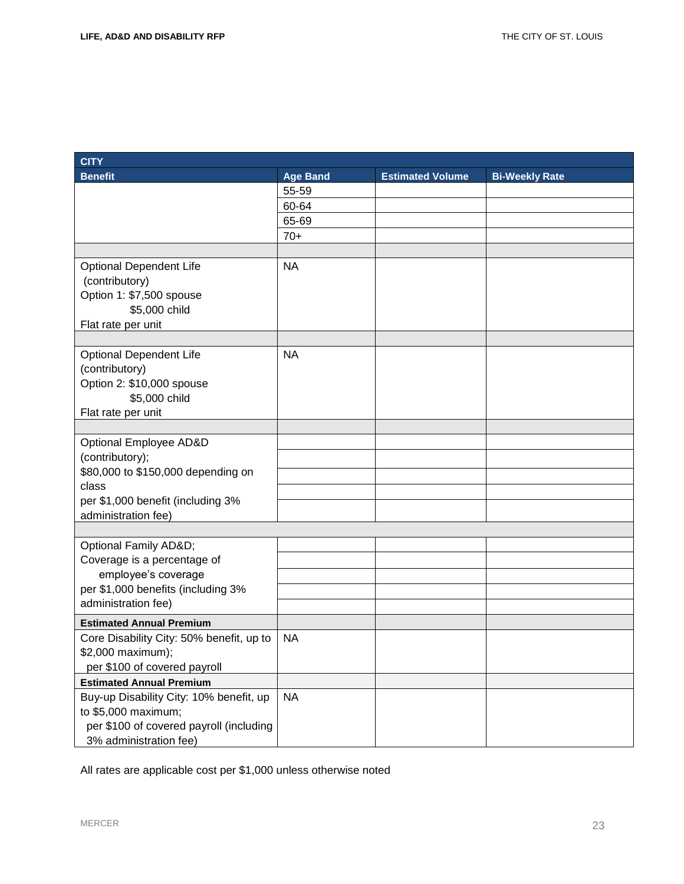| CITY | | | |
|---|---|---|---|
| **Benefit** | **Age Band** | **Estimated Volume** | **Bi-Weekly Rate** |
| | 55-59 | | |
| | 60-64 | | |
| | 65-69 | | |
| | 70+ | | |
| | | | |
| Optional Dependent Life (contributory)<br>Option 1: $7,500 spouse<br>$5,000 child<br>Flat rate per unit | NA | | |
| | | | |
| Optional Dependent Life (contributory)<br>Option 2: $10,000 spouse<br>$5,000 child<br>Flat rate per unit | NA | | |
| | | | |
| Optional Employee AD&D (contributory);<br>$80,000 to $150,000 depending on class<br>per $1,000 benefit (including 3% administration fee) | | | |
| | | | |
| | | | |
| | | | |
| | | | |
| | | | |
| Optional Family AD&D;<br>Coverage is a percentage of employee's coverage<br>per $1,000 benefits (including 3% administration fee) | | | |
| | | | |
| | | | |
| | | | |
| | | | |
| **Estimated Annual Premium** | | | |
| Core Disability City: 50% benefit, up to $2,000 maximum);<br>per $100 of covered payroll | NA | | |
| **Estimated Annual Premium** | | | |
| Buy-up Disability City: 10% benefit, up to $5,000 maximum;<br>per $100 of covered payroll (including 3% administration fee) | NA | | |

All rates are applicable cost per $1,000 unless otherwise noted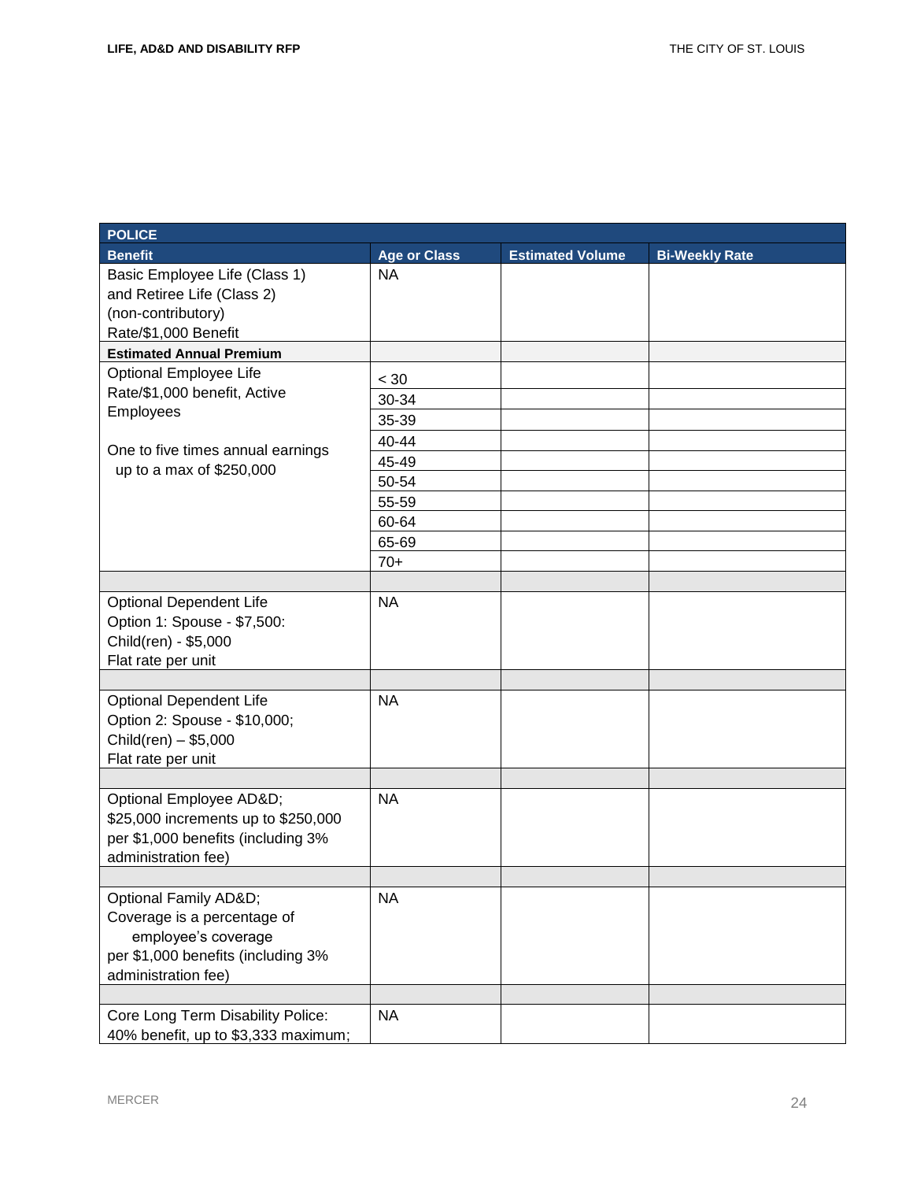| POLICE | | | |
|---|---|---|---|
| **Benefit** | **Age or Class** | **Estimated Volume** | **Bi-Weekly Rate** |
| Basic Employee Life (Class 1) and Retiree Life (Class 2) (non-contributory) Rate/$1,000 Benefit | NA | | |
| **Estimated Annual Premium** | | | |
| Optional Employee Life Rate/$1,000 benefit, Active Employees<br><br>One to five times annual earnings up to a max of $250,000 | < 30 | | |
| | 30-34 | | |
| | 35-39 | | |
| | 40-44 | | |
| | 45-49 | | |
| | 50-54 | | |
| | 55-59 | | |
| | 60-64 | | |
| | 65-69 | | |
| | 70+ | | |
| | | | |
| Optional Dependent Life Option 1: Spouse - $7,500: Child(ren) - $5,000 Flat rate per unit | NA | | |
| | | | |
| Optional Dependent Life Option 2: Spouse - $10,000; Child(ren) – $5,000 Flat rate per unit | NA | | |
| | | | |
| Optional Employee AD&D; $25,000 increments up to $250,000 per $1,000 benefits (including 3% administration fee) | NA | | |
| | | | |
| Optional Family AD&D; Coverage is a percentage of employee's coverage per $1,000 benefits (including 3% administration fee) | NA | | |
| | | | |
| Core Long Term Disability Police: 40% benefit, up to $3,333 maximum; | NA | | |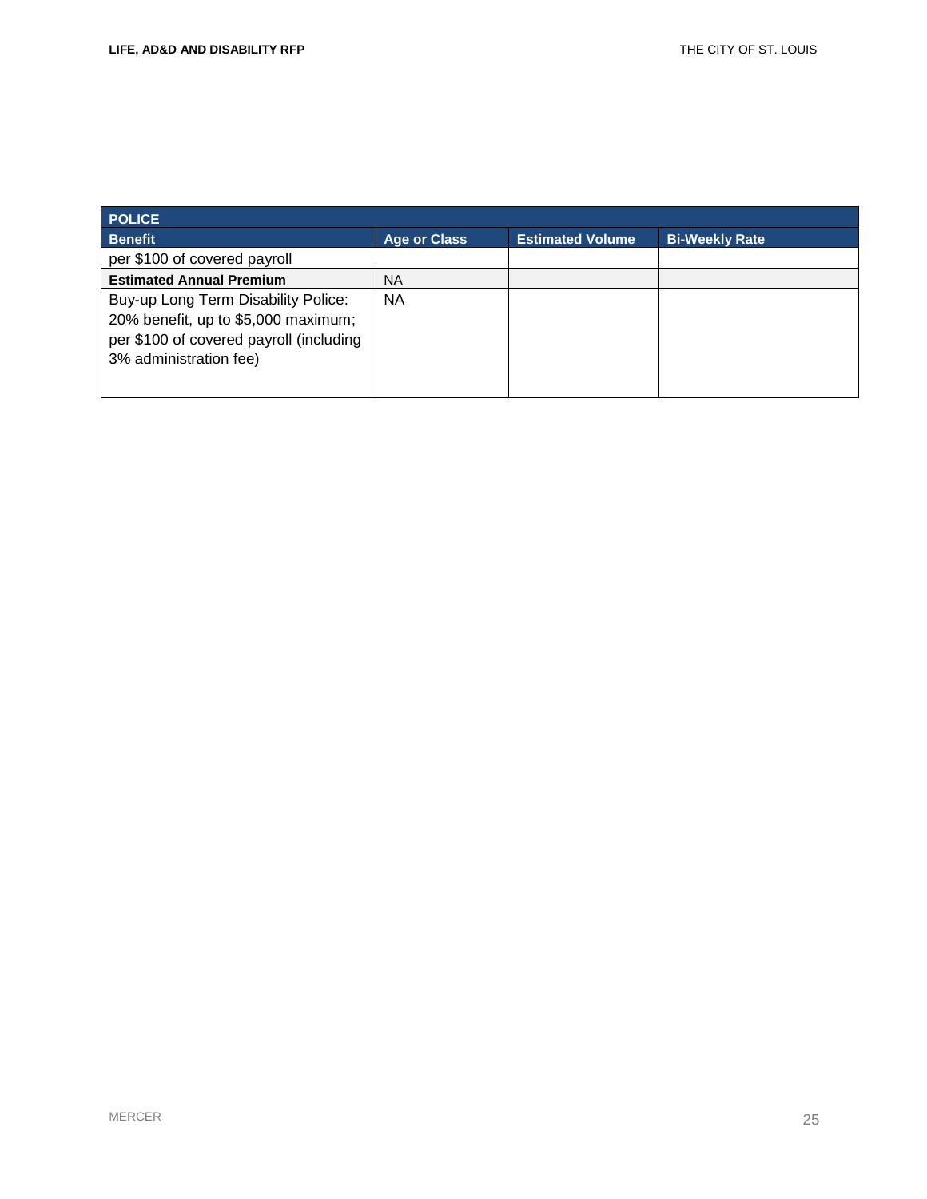| POLICE | | | |
| --- | --- | --- | --- |
| **Benefit** | **Age or Class** | **Estimated Volume** | **Bi-Weekly Rate** |
| per $100 of covered payroll | | | |
| **Estimated Annual Premium** | NA | | |
| Buy-up Long Term Disability Police: 20% benefit, up to $5,000 maximum; per $100 of covered payroll (including 3% administration fee) | NA | | |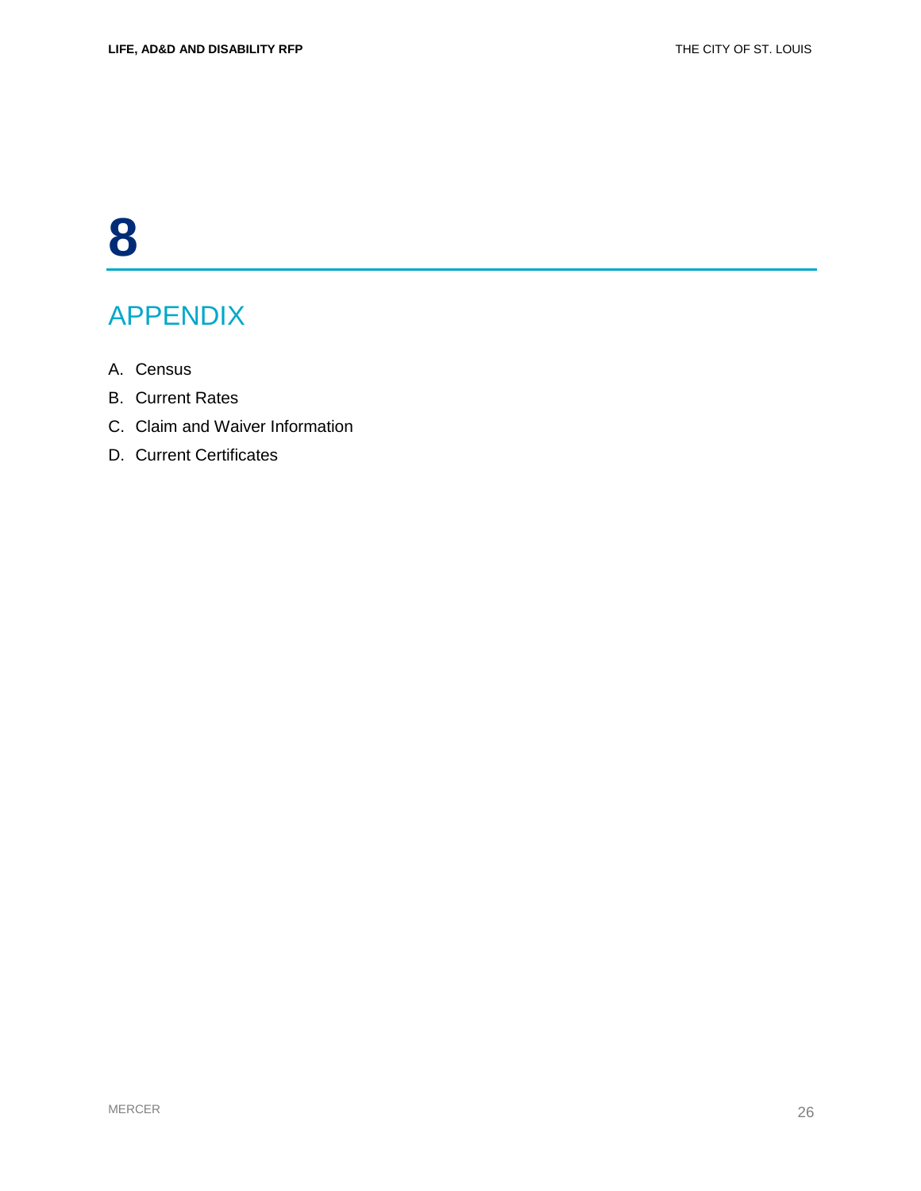# 8

## APPENDIX

A. Census

B. Current Rates

C. Claim and Waiver Information

D. Current Certificates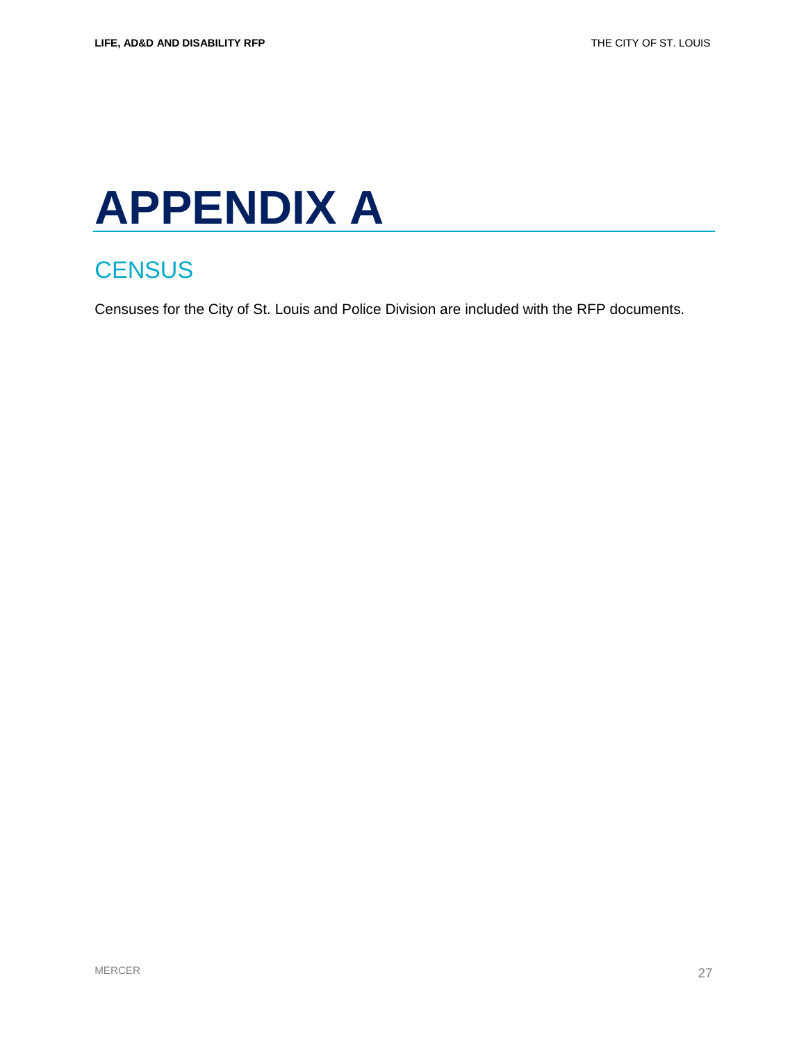# APPENDIX A

## CENSUS

Censuses for the City of St. Louis and Police Division are included with the RFP documents.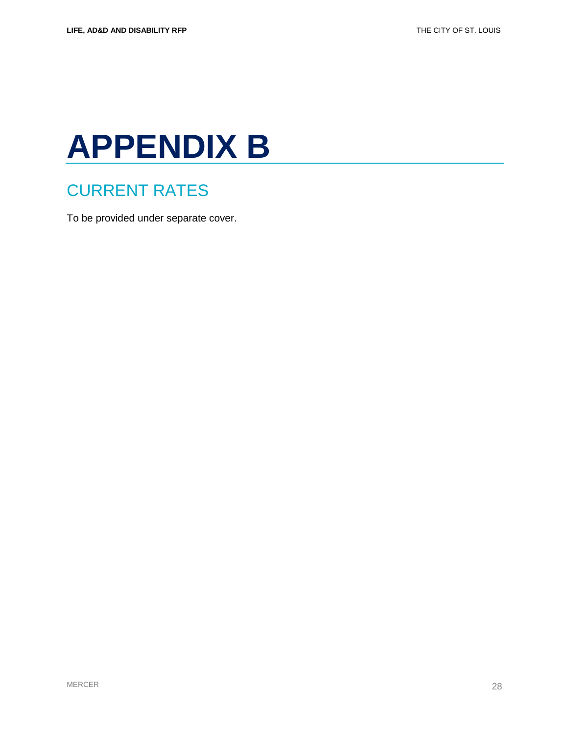# APPENDIX B

## CURRENT RATES

To be provided under separate cover.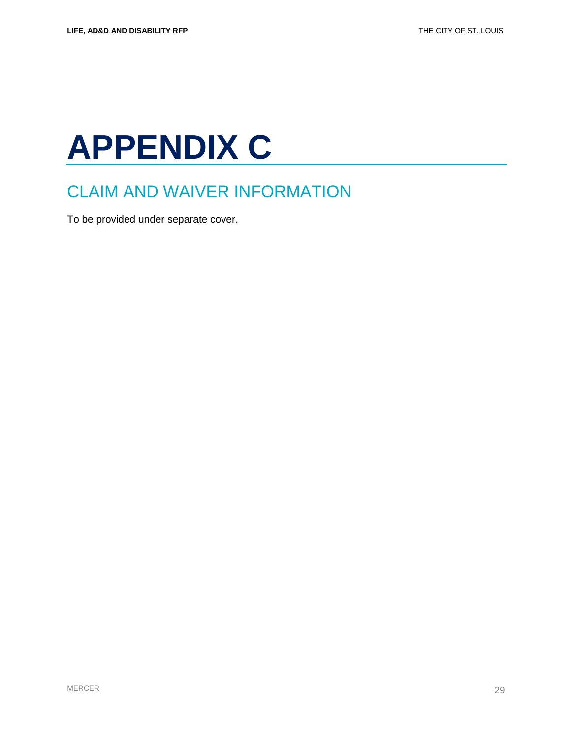# APPENDIX C

## CLAIM AND WAIVER INFORMATION

To be provided under separate cover.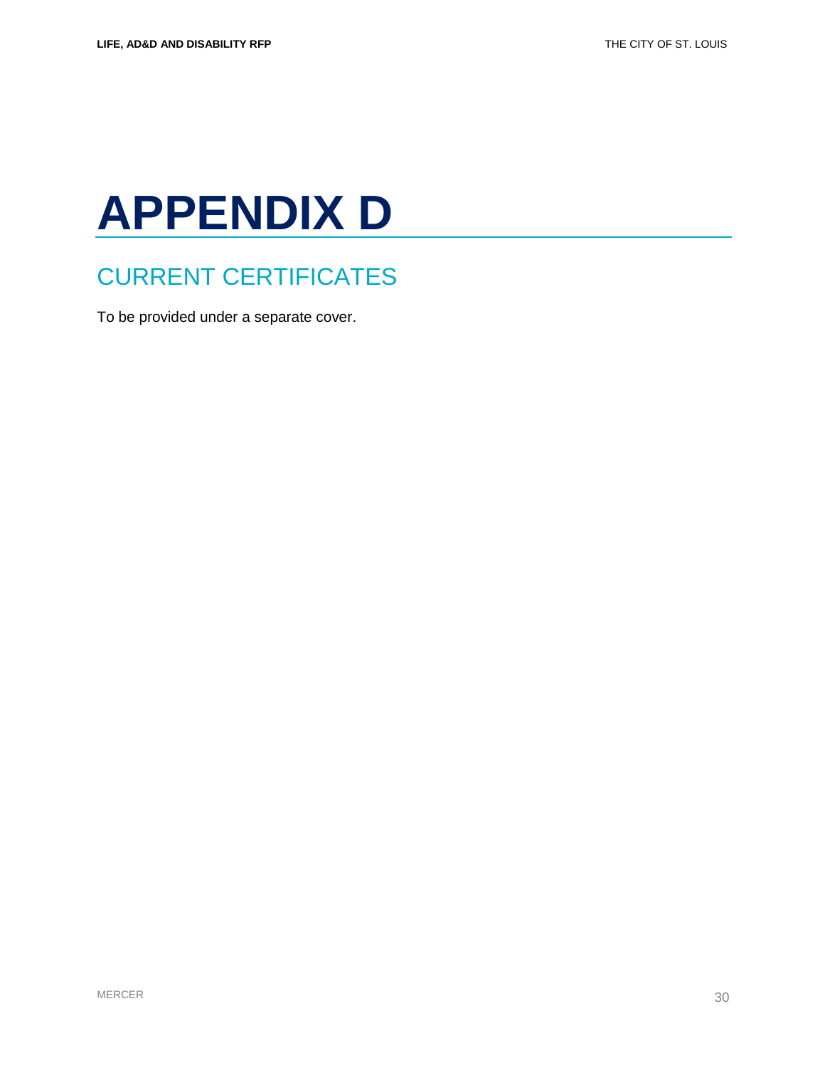# APPENDIX D

## CURRENT CERTIFICATES

To be provided under a separate cover.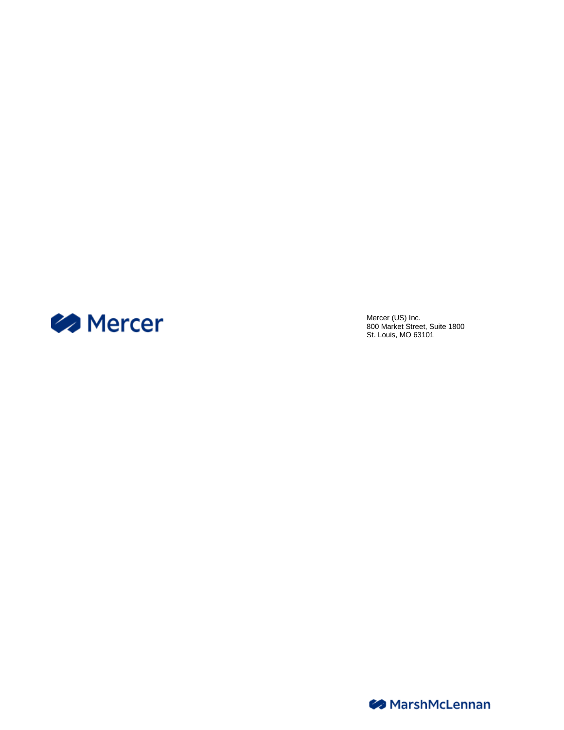Mercer

Mercer (US) Inc.
800 Market Street, Suite 1800
St. Louis, MO 63101

MarshMcLennan